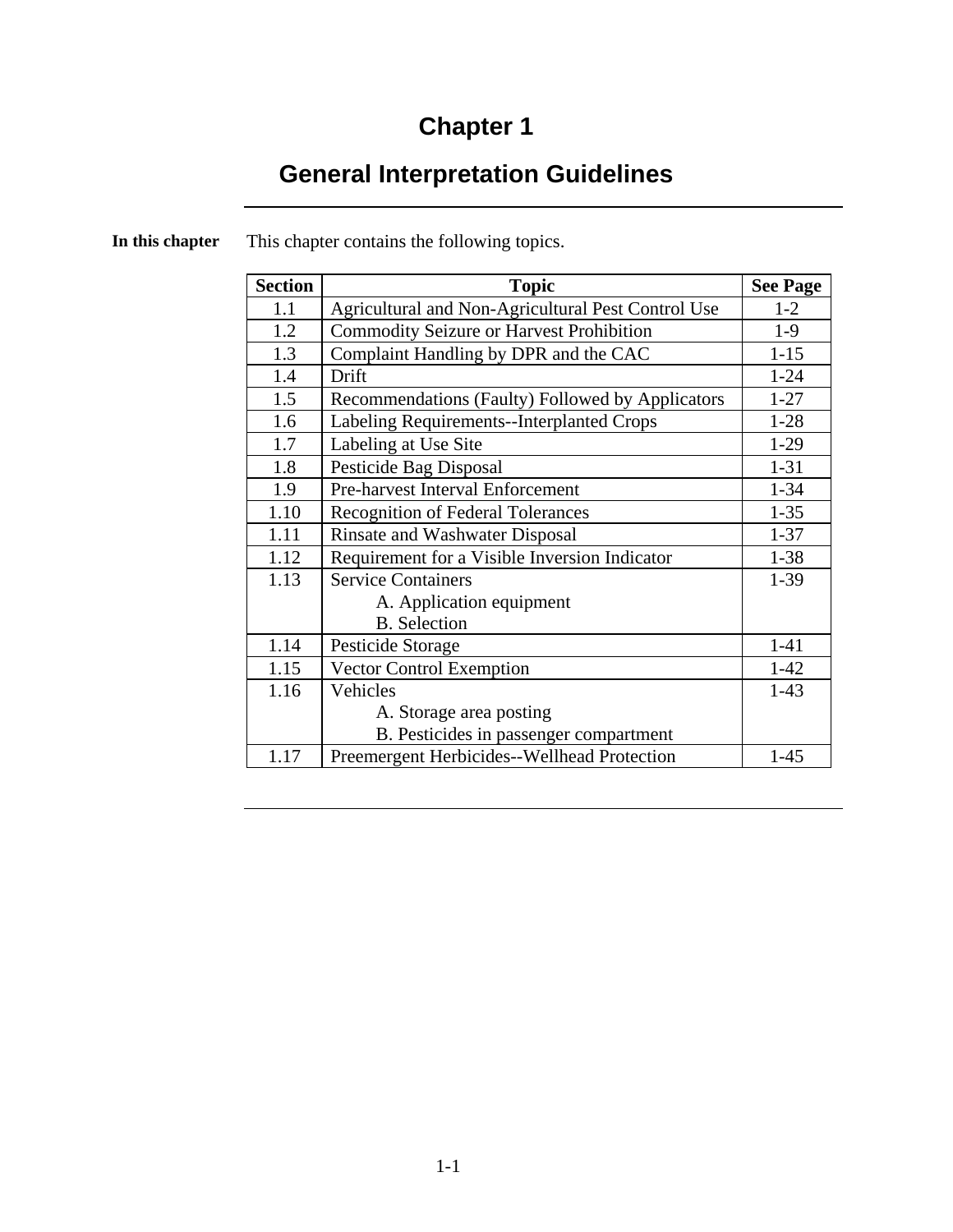# Chapter 1

## General Interpretation Guidelines

**In this chapter**

This chapter contains the following topics.

| Section | Topic | See Page |
|---|---|---|
| 1.1 | Agricultural and Non-Agricultural Pest Control Use | 1-2 |
| 1.2 | Commodity Seizure or Harvest Prohibition | 1-9 |
| 1.3 | Complaint Handling by DPR and the CAC | 1-15 |
| 1.4 | Drift | 1-24 |
| 1.5 | Recommendations (Faulty) Followed by Applicators | 1-27 |
| 1.6 | Labeling Requirements--Interplanted Crops | 1-28 |
| 1.7 | Labeling at Use Site | 1-29 |
| 1.8 | Pesticide Bag Disposal | 1-31 |
| 1.9 | Pre-harvest Interval Enforcement | 1-34 |
| 1.10 | Recognition of Federal Tolerances | 1-35 |
| 1.11 | Rinsate and Washwater Disposal | 1-37 |
| 1.12 | Requirement for a Visible Inversion Indicator | 1-38 |
| 1.13 | Service Containers<br>A. Application equipment<br>B. Selection | 1-39 |
| 1.14 | Pesticide Storage | 1-41 |
| 1.15 | Vector Control Exemption | 1-42 |
| 1.16 | Vehicles<br>A. Storage area posting<br>B. Pesticides in passenger compartment | 1-43 |
| 1.17 | Preemergent Herbicides--Wellhead Protection | 1-45 |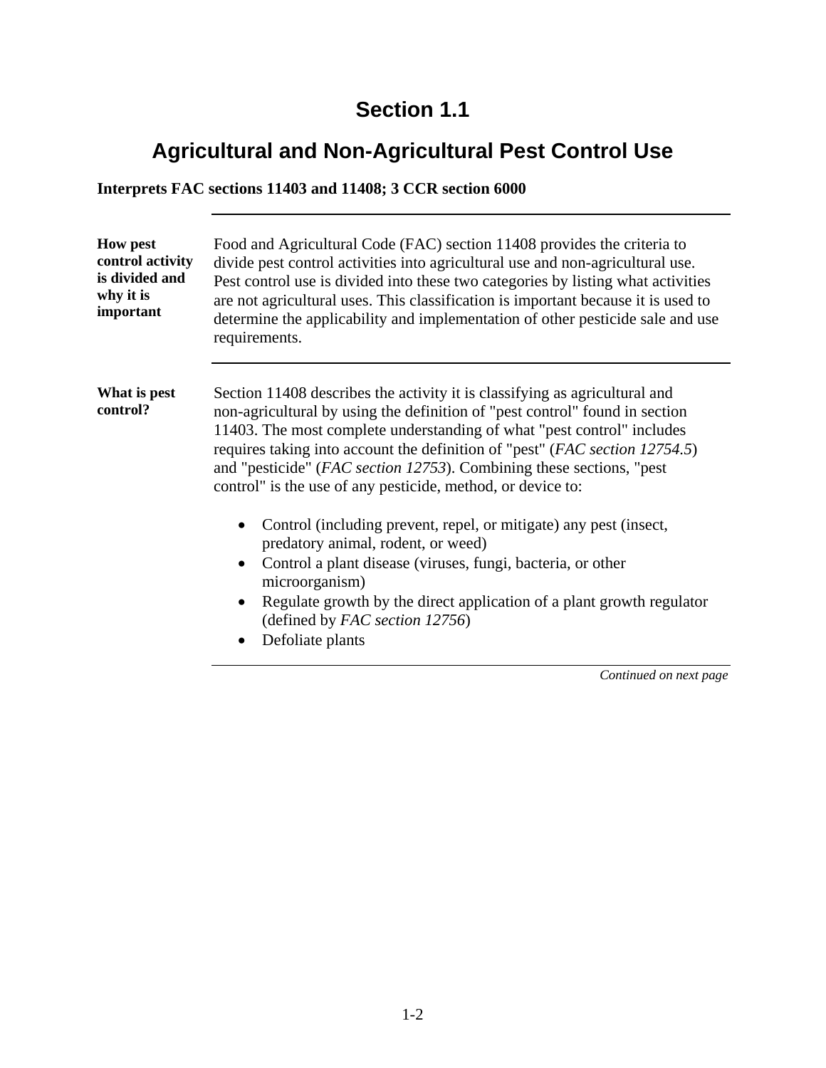# Section 1.1

## Agricultural and Non-Agricultural Pest Control Use

**Interprets FAC sections 11403 and 11408; 3 CCR section 6000**

---

**How pest control activity is divided and why it is important**

Food and Agricultural Code (FAC) section 11408 provides the criteria to divide pest control activities into agricultural use and non-agricultural use. Pest control use is divided into these two categories by listing what activities are not agricultural uses. This classification is important because it is used to determine the applicability and implementation of other pesticide sale and use requirements.

---

**What is pest control?**

Section 11408 describes the activity it is classifying as agricultural and non-agricultural by using the definition of "pest control" found in section 11403. The most complete understanding of what "pest control" includes requires taking into account the definition of "pest" (*FAC section 12754.5*) and "pesticide" (*FAC section 12753*). Combining these sections, "pest control" is the use of any pesticide, method, or device to:

- Control (including prevent, repel, or mitigate) any pest (insect, predatory animal, rodent, or weed)
- Control a plant disease (viruses, fungi, bacteria, or other microorganism)
- Regulate growth by the direct application of a plant growth regulator (defined by *FAC section 12756*)
- Defoliate plants

*Continued on next page*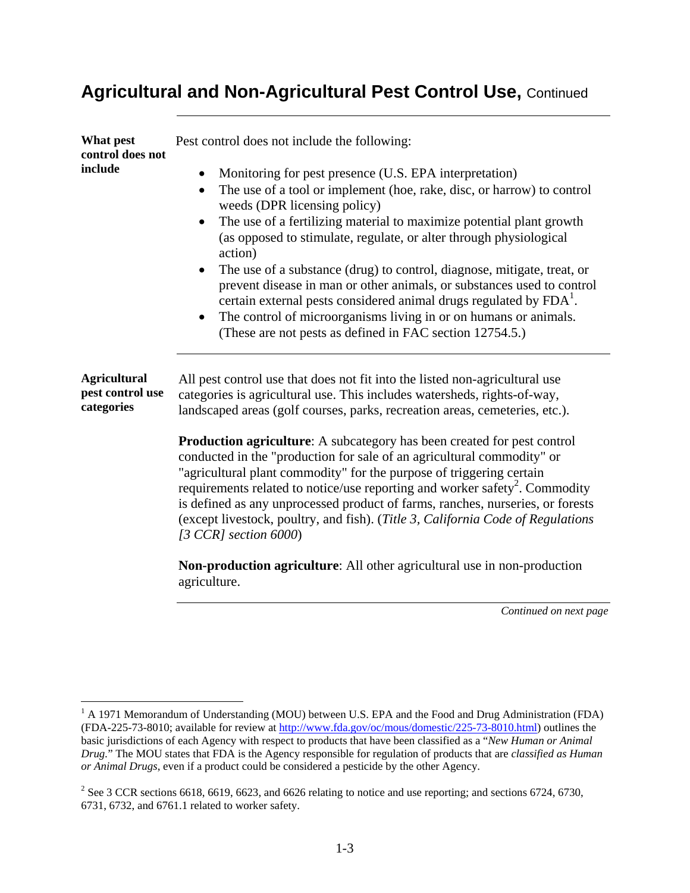## Agricultural and Non-Agricultural Pest Control Use, Continued

**What pest control does not include**

Pest control does not include the following:

- Monitoring for pest presence (U.S. EPA interpretation)
- The use of a tool or implement (hoe, rake, disc, or harrow) to control weeds (DPR licensing policy)
- The use of a fertilizing material to maximize potential plant growth (as opposed to stimulate, regulate, or alter through physiological action)
- The use of a substance (drug) to control, diagnose, mitigate, treat, or prevent disease in man or other animals, or substances used to control certain external pests considered animal drugs regulated by FDA[1].
- The control of microorganisms living in or on humans or animals. (These are not pests as defined in FAC section 12754.5.)

**Agricultural pest control use categories**

All pest control use that does not fit into the listed non-agricultural use categories is agricultural use. This includes watersheds, rights-of-way, landscaped areas (golf courses, parks, recreation areas, cemeteries, etc.).

**Production agriculture**: A subcategory has been created for pest control conducted in the "production for sale of an agricultural commodity" or "agricultural plant commodity" for the purpose of triggering certain requirements related to notice/use reporting and worker safety[2]. Commodity is defined as any unprocessed product of farms, ranches, nurseries, or forests (except livestock, poultry, and fish). (*Title 3, California Code of Regulations [3 CCR] section 6000*)

**Non-production agriculture**: All other agricultural use in non-production agriculture.

*Continued on next page*

---

[1] A 1971 Memorandum of Understanding (MOU) between U.S. EPA and the Food and Drug Administration (FDA) (FDA-225-73-8010; available for review at http://www.fda.gov/oc/mous/domestic/225-73-8010.html) outlines the basic jurisdictions of each Agency with respect to products that have been classified as a "*New Human or Animal Drug*." The MOU states that FDA is the Agency responsible for regulation of products that are *classified as Human or Animal Drugs*, even if a product could be considered a pesticide by the other Agency.

[2] See 3 CCR sections 6618, 6619, 6623, and 6626 relating to notice and use reporting; and sections 6724, 6730, 6731, 6732, and 6761.1 related to worker safety.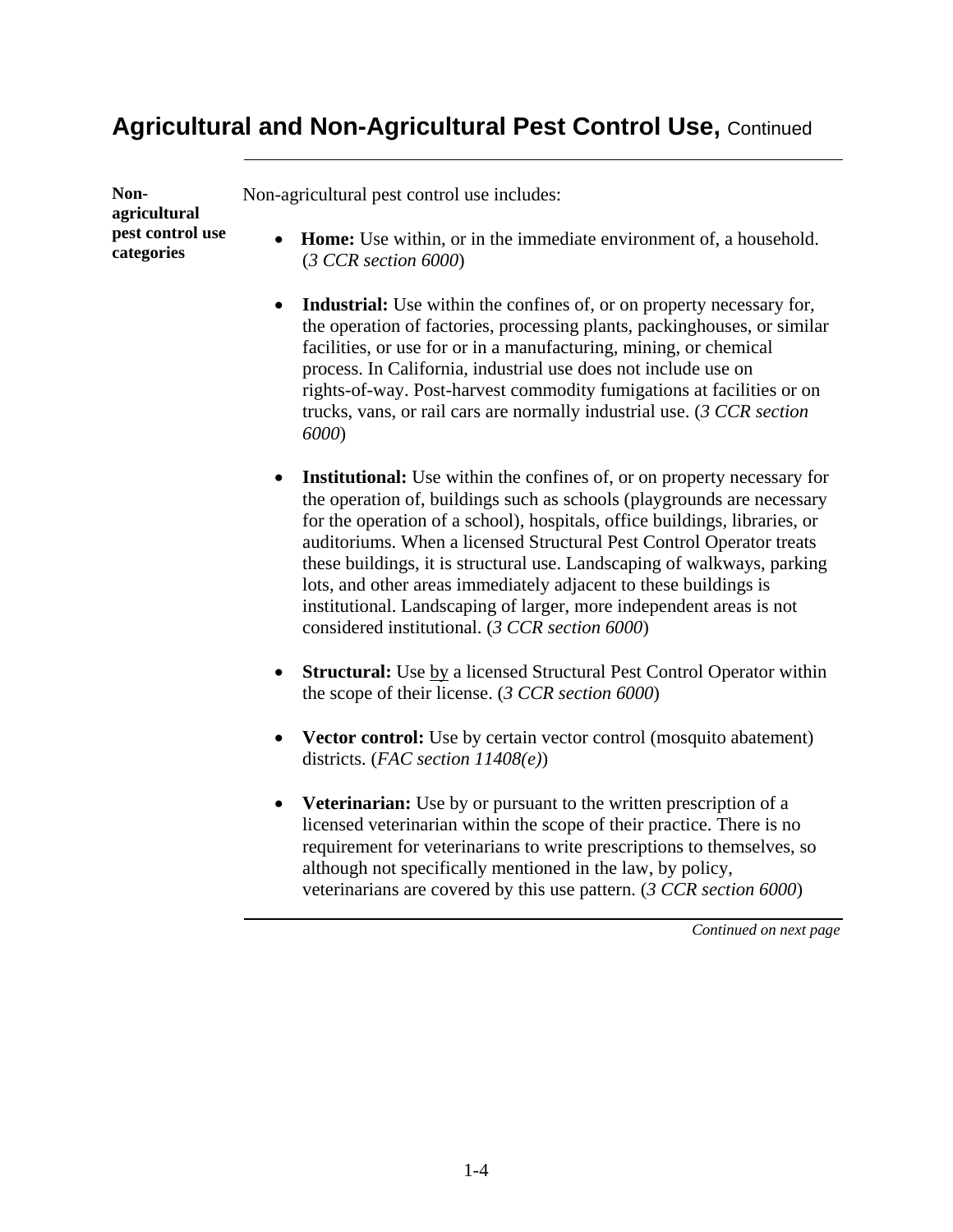## Agricultural and Non-Agricultural Pest Control Use, Continued

**Non-agricultural pest control use categories**

Non-agricultural pest control use includes:

- **Home:** Use within, or in the immediate environment of, a household. (*3 CCR section 6000*)

- **Industrial:** Use within the confines of, or on property necessary for, the operation of factories, processing plants, packinghouses, or similar facilities, or use for or in a manufacturing, mining, or chemical process. In California, industrial use does not include use on rights-of-way. Post-harvest commodity fumigations at facilities or on trucks, vans, or rail cars are normally industrial use. (*3 CCR section 6000*)

- **Institutional:** Use within the confines of, or on property necessary for the operation of, buildings such as schools (playgrounds are necessary for the operation of a school), hospitals, office buildings, libraries, or auditoriums. When a licensed Structural Pest Control Operator treats these buildings, it is structural use. Landscaping of walkways, parking lots, and other areas immediately adjacent to these buildings is institutional. Landscaping of larger, more independent areas is not considered institutional. (*3 CCR section 6000*)

- **Structural:** Use <u>by</u> a licensed Structural Pest Control Operator within the scope of their license. (*3 CCR section 6000*)

- **Vector control:** Use by certain vector control (mosquito abatement) districts. (*FAC section 11408(e)*)

- **Veterinarian:** Use by or pursuant to the written prescription of a licensed veterinarian within the scope of their practice. There is no requirement for veterinarians to write prescriptions to themselves, so although not specifically mentioned in the law, by policy, veterinarians are covered by this use pattern. (*3 CCR section 6000*)

*Continued on next page*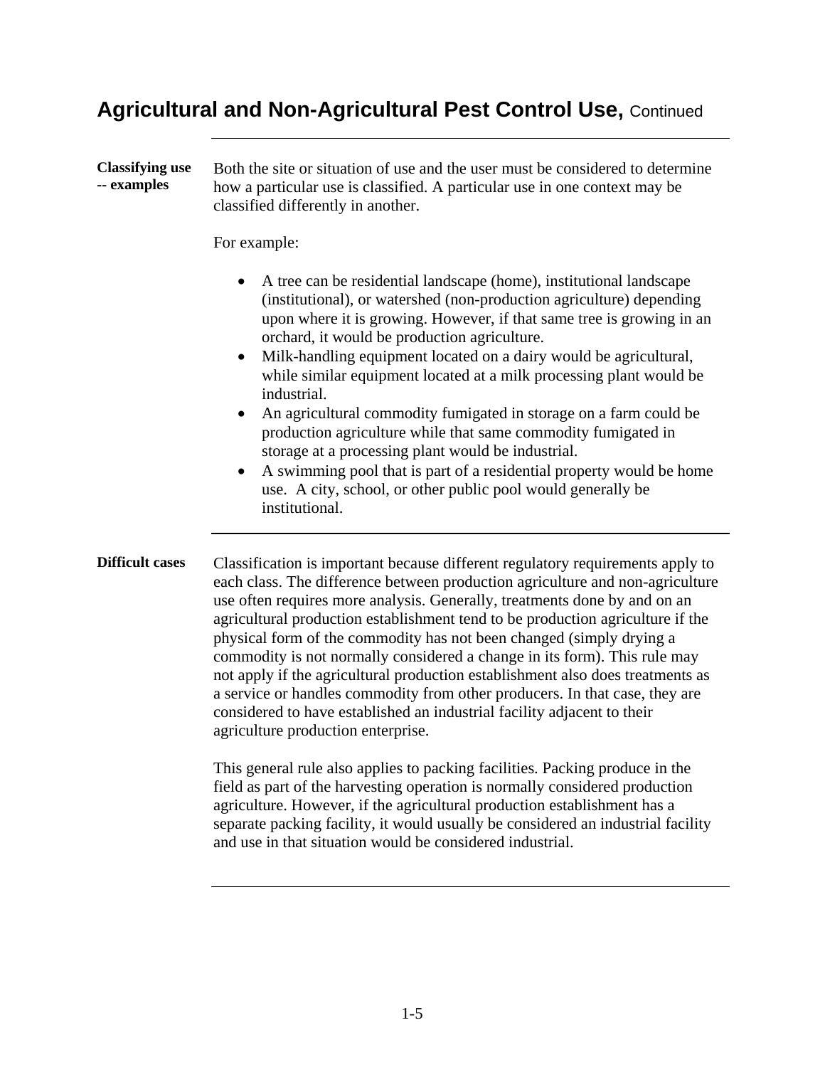## Agricultural and Non-Agricultural Pest Control Use, Continued

**Classifying use -- examples**

Both the site or situation of use and the user must be considered to determine how a particular use is classified. A particular use in one context may be classified differently in another.

For example:

- A tree can be residential landscape (home), institutional landscape (institutional), or watershed (non-production agriculture) depending upon where it is growing. However, if that same tree is growing in an orchard, it would be production agriculture.
- Milk-handling equipment located on a dairy would be agricultural, while similar equipment located at a milk processing plant would be industrial.
- An agricultural commodity fumigated in storage on a farm could be production agriculture while that same commodity fumigated in storage at a processing plant would be industrial.
- A swimming pool that is part of a residential property would be home use. A city, school, or other public pool would generally be institutional.

**Difficult cases**

Classification is important because different regulatory requirements apply to each class. The difference between production agriculture and non-agriculture use often requires more analysis. Generally, treatments done by and on an agricultural production establishment tend to be production agriculture if the physical form of the commodity has not been changed (simply drying a commodity is not normally considered a change in its form). This rule may not apply if the agricultural production establishment also does treatments as a service or handles commodity from other producers. In that case, they are considered to have established an industrial facility adjacent to their agriculture production enterprise.

This general rule also applies to packing facilities. Packing produce in the field as part of the harvesting operation is normally considered production agriculture. However, if the agricultural production establishment has a separate packing facility, it would usually be considered an industrial facility and use in that situation would be considered industrial.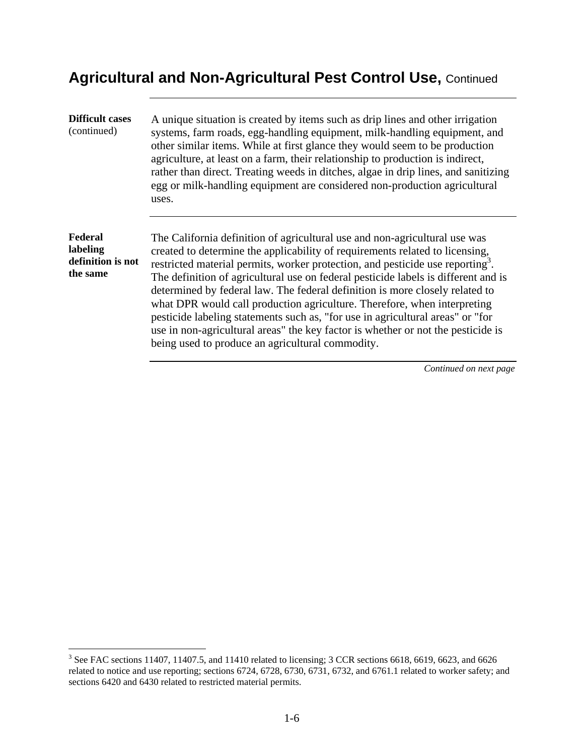## Agricultural and Non-Agricultural Pest Control Use, Continued

**Difficult cases** (continued)

A unique situation is created by items such as drip lines and other irrigation systems, farm roads, egg-handling equipment, milk-handling equipment, and other similar items. While at first glance they would seem to be production agriculture, at least on a farm, their relationship to production is indirect, rather than direct. Treating weeds in ditches, algae in drip lines, and sanitizing egg or milk-handling equipment are considered non-production agricultural uses.

**Federal labeling definition is not the same**

The California definition of agricultural use and non-agricultural use was created to determine the applicability of requirements related to licensing, restricted material permits, worker protection, and pesticide use reporting[3]. The definition of agricultural use on federal pesticide labels is different and is determined by federal law. The federal definition is more closely related to what DPR would call production agriculture. Therefore, when interpreting pesticide labeling statements such as, "for use in agricultural areas" or "for use in non-agricultural areas" the key factor is whether or not the pesticide is being used to produce an agricultural commodity.

*Continued on next page*

[3] See FAC sections 11407, 11407.5, and 11410 related to licensing; 3 CCR sections 6618, 6619, 6623, and 6626 related to notice and use reporting; sections 6724, 6728, 6730, 6731, 6732, and 6761.1 related to worker safety; and sections 6420 and 6430 related to restricted material permits.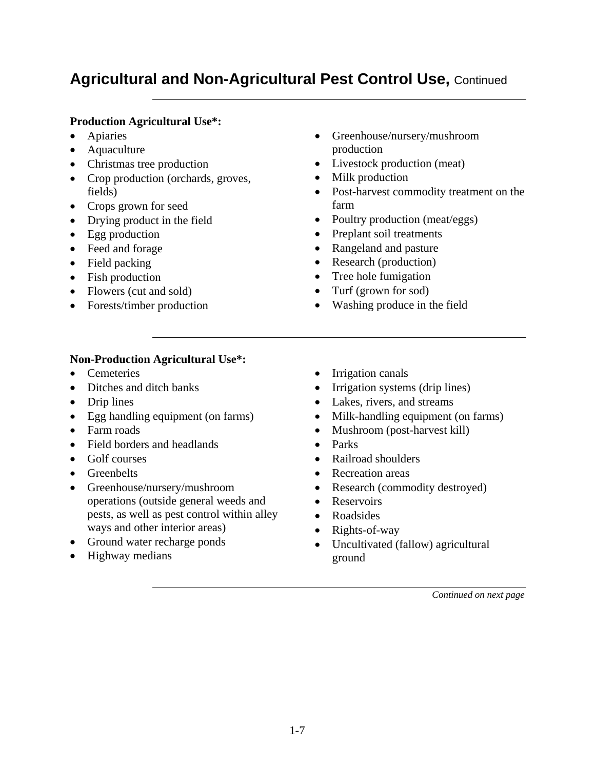## Agricultural and Non-Agricultural Pest Control Use, Continued

**Production Agricultural Use*:**

- Apiaries
- Aquaculture
- Christmas tree production
- Crop production (orchards, groves, fields)
- Crops grown for seed
- Drying product in the field
- Egg production
- Feed and forage
- Field packing
- Fish production
- Flowers (cut and sold)
- Forests/timber production
- Greenhouse/nursery/mushroom production
- Livestock production (meat)
- Milk production
- Post-harvest commodity treatment on the farm
- Poultry production (meat/eggs)
- Preplant soil treatments
- Rangeland and pasture
- Research (production)
- Tree hole fumigation
- Turf (grown for sod)
- Washing produce in the field

**Non-Production Agricultural Use*:**

- Cemeteries
- Ditches and ditch banks
- Drip lines
- Egg handling equipment (on farms)
- Farm roads
- Field borders and headlands
- Golf courses
- Greenbelts
- Greenhouse/nursery/mushroom operations (outside general weeds and pests, as well as pest control within alley ways and other interior areas)
- Ground water recharge ponds
- Highway medians
- Irrigation canals
- Irrigation systems (drip lines)
- Lakes, rivers, and streams
- Milk-handling equipment (on farms)
- Mushroom (post-harvest kill)
- Parks
- Railroad shoulders
- Recreation areas
- Research (commodity destroyed)
- Reservoirs
- Roadsides
- Rights-of-way
- Uncultivated (fallow) agricultural ground

*Continued on next page*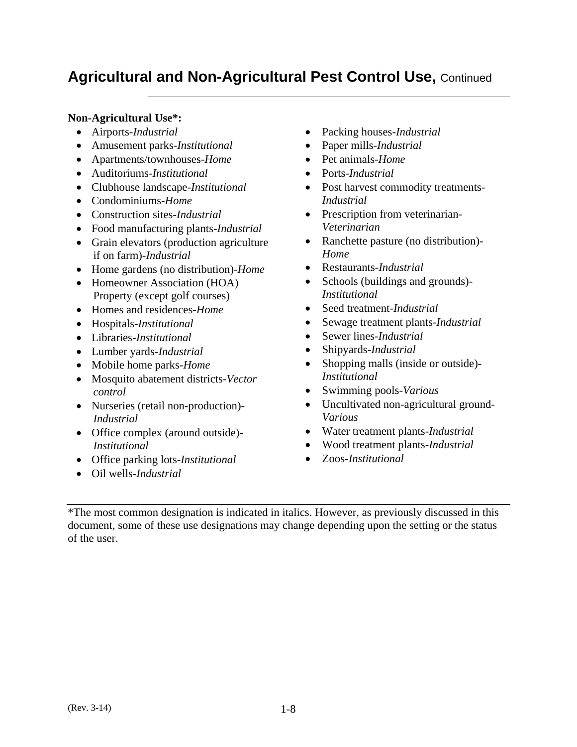# Agricultural and Non-Agricultural Pest Control Use, Continued

**Non-Agricultural Use*:**

- Airports-*Industrial*
- Amusement parks-*Institutional*
- Apartments/townhouses-*Home*
- Auditoriums-*Institutional*
- Clubhouse landscape-*Institutional*
- Condominiums-*Home*
- Construction sites-*Industrial*
- Food manufacturing plants-*Industrial*
- Grain elevators (production agriculture if on farm)-*Industrial*
- Home gardens (no distribution)-*Home*
- Homeowner Association (HOA) Property (except golf courses)
- Homes and residences-*Home*
- Hospitals-*Institutional*
- Libraries-*Institutional*
- Lumber yards-*Industrial*
- Mobile home parks-*Home*
- Mosquito abatement districts-*Vector control*
- Nurseries (retail non-production)-*Industrial*
- Office complex (around outside)-*Institutional*
- Office parking lots-*Institutional*
- Oil wells-*Industrial*
- Packing houses-*Industrial*
- Paper mills-*Industrial*
- Pet animals-*Home*
- Ports-*Industrial*
- Post harvest commodity treatments-*Industrial*
- Prescription from veterinarian-*Veterinarian*
- Ranchette pasture (no distribution)-*Home*
- Restaurants-*Industrial*
- Schools (buildings and grounds)-*Institutional*
- Seed treatment-*Industrial*
- Sewage treatment plants-*Industrial*
- Sewer lines-*Industrial*
- Shipyards-*Industrial*
- Shopping malls (inside or outside)-*Institutional*
- Swimming pools-*Various*
- Uncultivated non-agricultural ground-*Various*
- Water treatment plants-*Industrial*
- Wood treatment plants-*Industrial*
- Zoos-*Institutional*

---

*The most common designation is indicated in italics. However, as previously discussed in this document, some of these use designations may change depending upon the setting or the status of the user.

(Rev. 3-14)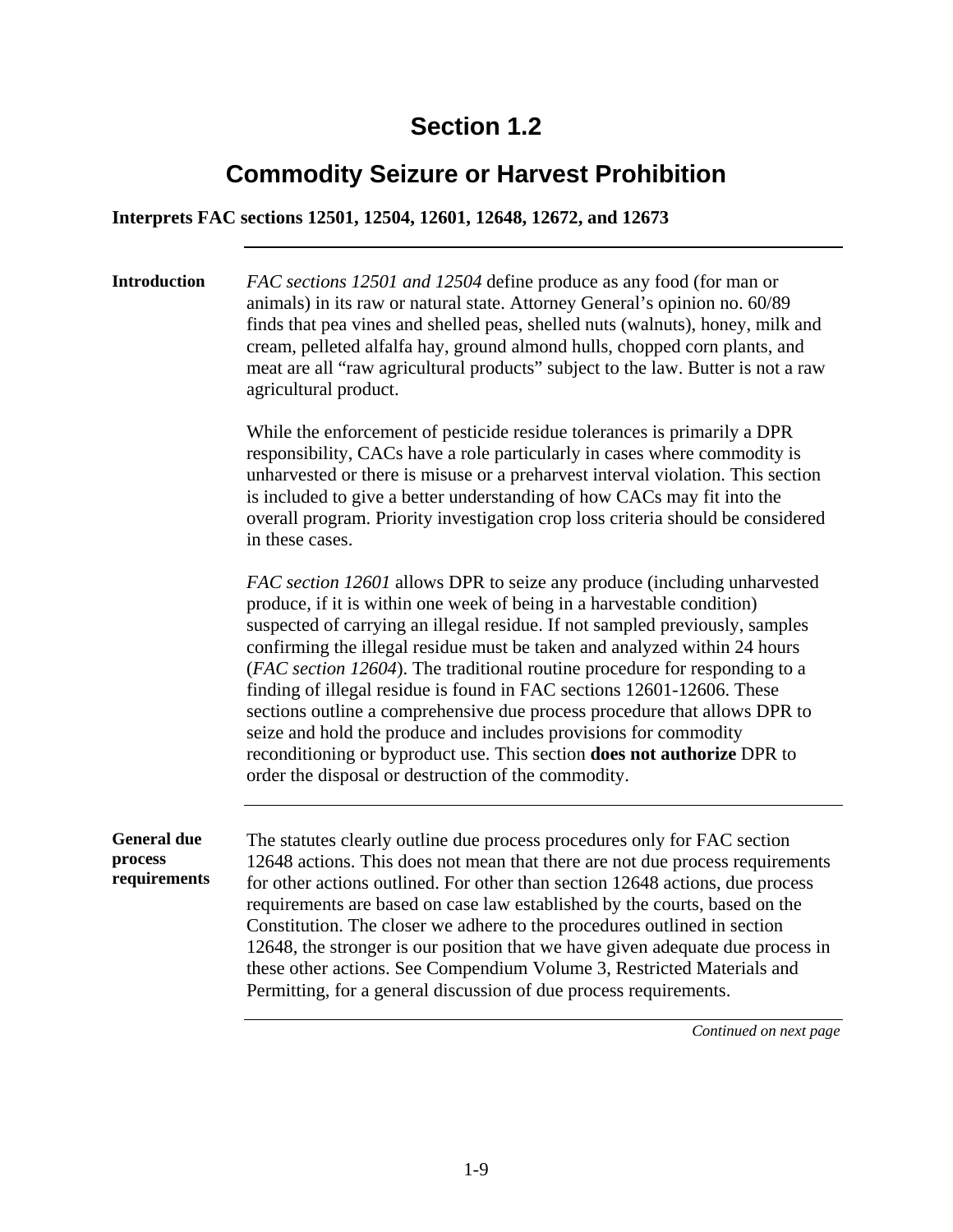# Section 1.2

## Commodity Seizure or Harvest Prohibition

**Interprets FAC sections 12501, 12504, 12601, 12648, 12672, and 12673**

---

**Introduction**

*FAC sections 12501 and 12504* define produce as any food (for man or animals) in its raw or natural state. Attorney General's opinion no. 60/89 finds that pea vines and shelled peas, shelled nuts (walnuts), honey, milk and cream, pelleted alfalfa hay, ground almond hulls, chopped corn plants, and meat are all "raw agricultural products" subject to the law. Butter is not a raw agricultural product.

While the enforcement of pesticide residue tolerances is primarily a DPR responsibility, CACs have a role particularly in cases where commodity is unharvested or there is misuse or a preharvest interval violation. This section is included to give a better understanding of how CACs may fit into the overall program. Priority investigation crop loss criteria should be considered in these cases.

*FAC section 12601* allows DPR to seize any produce (including unharvested produce, if it is within one week of being in a harvestable condition) suspected of carrying an illegal residue. If not sampled previously, samples confirming the illegal residue must be taken and analyzed within 24 hours (*FAC section 12604*). The traditional routine procedure for responding to a finding of illegal residue is found in FAC sections 12601-12606. These sections outline a comprehensive due process procedure that allows DPR to seize and hold the produce and includes provisions for commodity reconditioning or byproduct use. This section **does not authorize** DPR to order the disposal or destruction of the commodity.

---

**General due process requirements**

The statutes clearly outline due process procedures only for FAC section 12648 actions. This does not mean that there are not due process requirements for other actions outlined. For other than section 12648 actions, due process requirements are based on case law established by the courts, based on the Constitution. The closer we adhere to the procedures outlined in section 12648, the stronger is our position that we have given adequate due process in these other actions. See Compendium Volume 3, Restricted Materials and Permitting, for a general discussion of due process requirements.

*Continued on next page*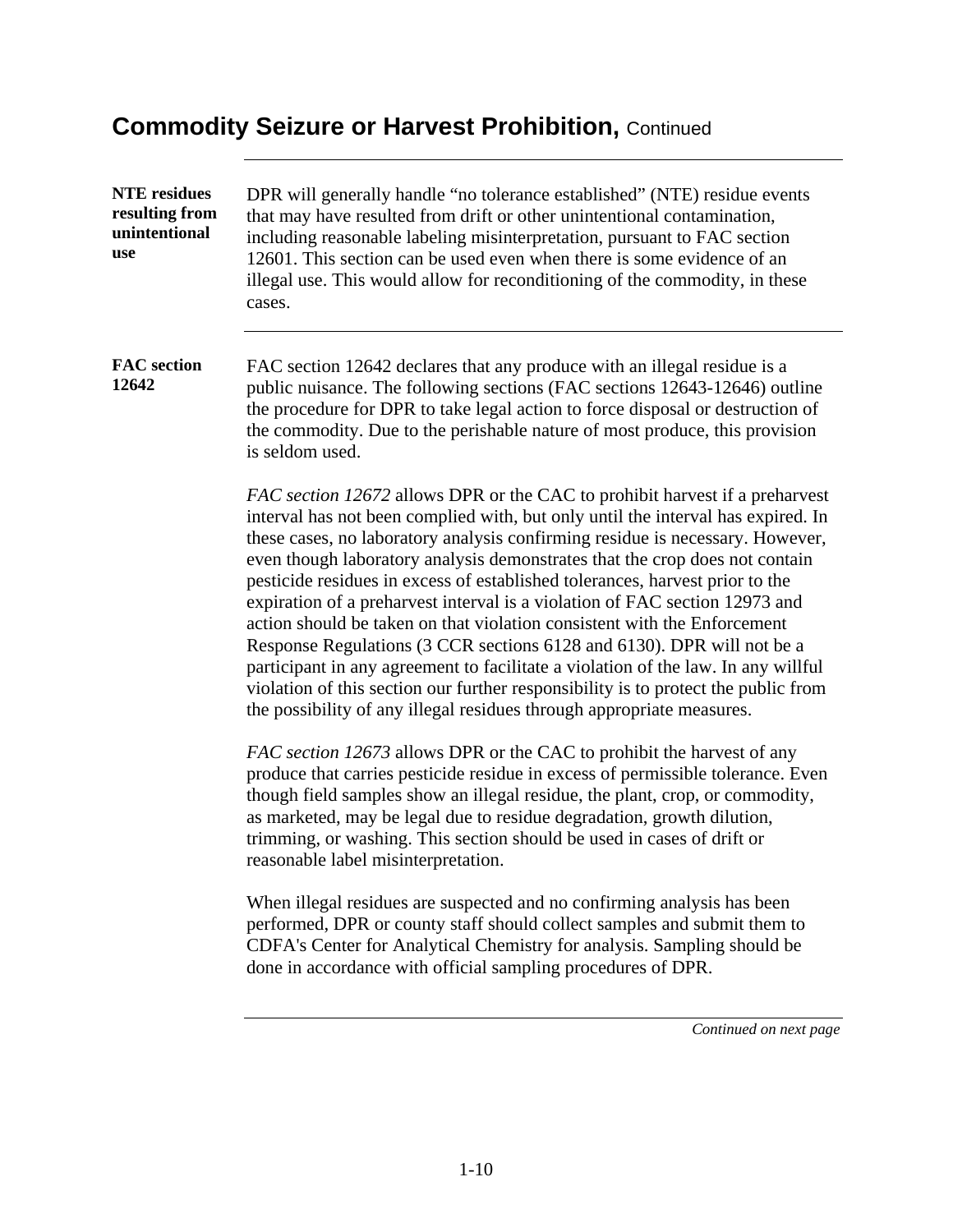## Commodity Seizure or Harvest Prohibition, Continued

**NTE residues resulting from unintentional use**

DPR will generally handle "no tolerance established" (NTE) residue events that may have resulted from drift or other unintentional contamination, including reasonable labeling misinterpretation, pursuant to FAC section 12601. This section can be used even when there is some evidence of an illegal use. This would allow for reconditioning of the commodity, in these cases.

**FAC section 12642**

FAC section 12642 declares that any produce with an illegal residue is a public nuisance. The following sections (FAC sections 12643-12646) outline the procedure for DPR to take legal action to force disposal or destruction of the commodity. Due to the perishable nature of most produce, this provision is seldom used.

*FAC section 12672* allows DPR or the CAC to prohibit harvest if a preharvest interval has not been complied with, but only until the interval has expired. In these cases, no laboratory analysis confirming residue is necessary. However, even though laboratory analysis demonstrates that the crop does not contain pesticide residues in excess of established tolerances, harvest prior to the expiration of a preharvest interval is a violation of FAC section 12973 and action should be taken on that violation consistent with the Enforcement Response Regulations (3 CCR sections 6128 and 6130). DPR will not be a participant in any agreement to facilitate a violation of the law. In any willful violation of this section our further responsibility is to protect the public from the possibility of any illegal residues through appropriate measures.

*FAC section 12673* allows DPR or the CAC to prohibit the harvest of any produce that carries pesticide residue in excess of permissible tolerance. Even though field samples show an illegal residue, the plant, crop, or commodity, as marketed, may be legal due to residue degradation, growth dilution, trimming, or washing. This section should be used in cases of drift or reasonable label misinterpretation.

When illegal residues are suspected and no confirming analysis has been performed, DPR or county staff should collect samples and submit them to CDFA's Center for Analytical Chemistry for analysis. Sampling should be done in accordance with official sampling procedures of DPR.

*Continued on next page*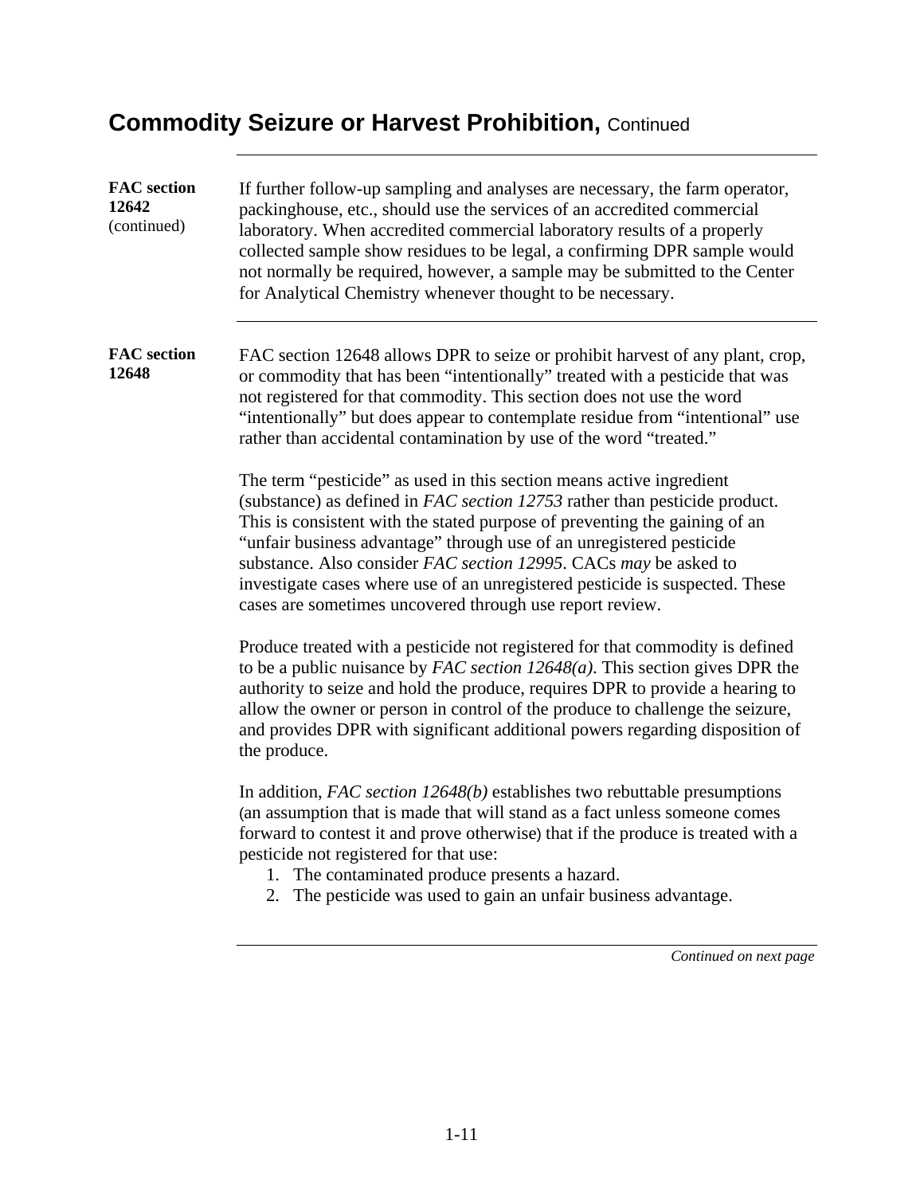# Commodity Seizure or Harvest Prohibition, Continued

**FAC section 12642** (continued)

If further follow-up sampling and analyses are necessary, the farm operator, packinghouse, etc., should use the services of an accredited commercial laboratory. When accredited commercial laboratory results of a properly collected sample show residues to be legal, a confirming DPR sample would not normally be required, however, a sample may be submitted to the Center for Analytical Chemistry whenever thought to be necessary.

**FAC section 12648**

FAC section 12648 allows DPR to seize or prohibit harvest of any plant, crop, or commodity that has been "intentionally" treated with a pesticide that was not registered for that commodity. This section does not use the word "intentionally" but does appear to contemplate residue from "intentional" use rather than accidental contamination by use of the word "treated."

The term "pesticide" as used in this section means active ingredient (substance) as defined in *FAC section 12753* rather than pesticide product. This is consistent with the stated purpose of preventing the gaining of an "unfair business advantage" through use of an unregistered pesticide substance. Also consider *FAC section 12995*. CACs *may* be asked to investigate cases where use of an unregistered pesticide is suspected. These cases are sometimes uncovered through use report review.

Produce treated with a pesticide not registered for that commodity is defined to be a public nuisance by *FAC section 12648(a)*. This section gives DPR the authority to seize and hold the produce, requires DPR to provide a hearing to allow the owner or person in control of the produce to challenge the seizure, and provides DPR with significant additional powers regarding disposition of the produce.

In addition, *FAC section 12648(b)* establishes two rebuttable presumptions (an assumption that is made that will stand as a fact unless someone comes forward to contest it and prove otherwise) that if the produce is treated with a pesticide not registered for that use:

1. The contaminated produce presents a hazard.
2. The pesticide was used to gain an unfair business advantage.

*Continued on next page*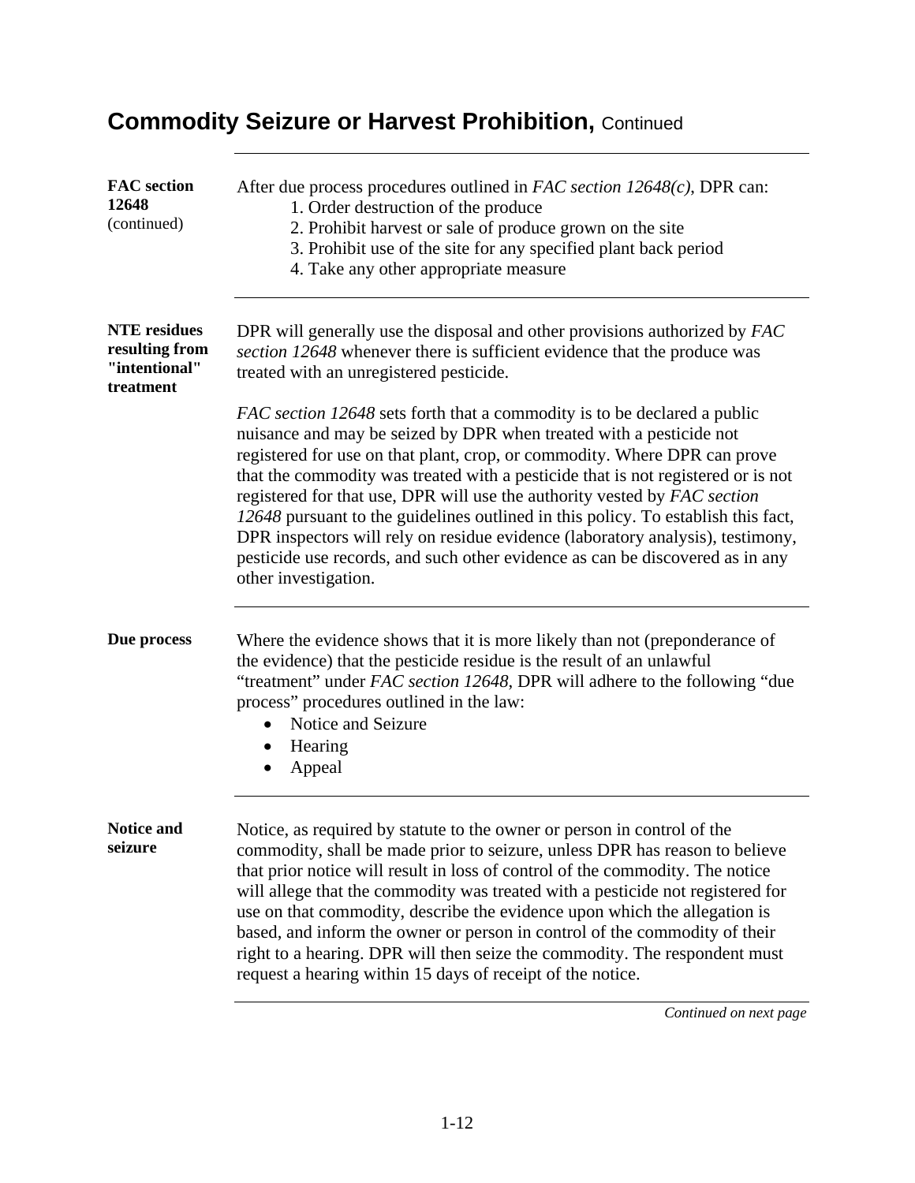## Commodity Seizure or Harvest Prohibition, Continued

**FAC section 12648** (continued)

After due process procedures outlined in *FAC section 12648(c)*, DPR can:

1. Order destruction of the produce
2. Prohibit harvest or sale of produce grown on the site
3. Prohibit use of the site for any specified plant back period
4. Take any other appropriate measure

**NTE residues resulting from "intentional" treatment**

DPR will generally use the disposal and other provisions authorized by *FAC section 12648* whenever there is sufficient evidence that the produce was treated with an unregistered pesticide.

*FAC section 12648* sets forth that a commodity is to be declared a public nuisance and may be seized by DPR when treated with a pesticide not registered for use on that plant, crop, or commodity. Where DPR can prove that the commodity was treated with a pesticide that is not registered or is not registered for that use, DPR will use the authority vested by *FAC section 12648* pursuant to the guidelines outlined in this policy. To establish this fact, DPR inspectors will rely on residue evidence (laboratory analysis), testimony, pesticide use records, and such other evidence as can be discovered as in any other investigation.

**Due process**

Where the evidence shows that it is more likely than not (preponderance of the evidence) that the pesticide residue is the result of an unlawful "treatment" under *FAC section 12648*, DPR will adhere to the following "due process" procedures outlined in the law:

- Notice and Seizure
- Hearing
- Appeal

**Notice and seizure**

Notice, as required by statute to the owner or person in control of the commodity, shall be made prior to seizure, unless DPR has reason to believe that prior notice will result in loss of control of the commodity. The notice will allege that the commodity was treated with a pesticide not registered for use on that commodity, describe the evidence upon which the allegation is based, and inform the owner or person in control of the commodity of their right to a hearing. DPR will then seize the commodity. The respondent must request a hearing within 15 days of receipt of the notice.

*Continued on next page*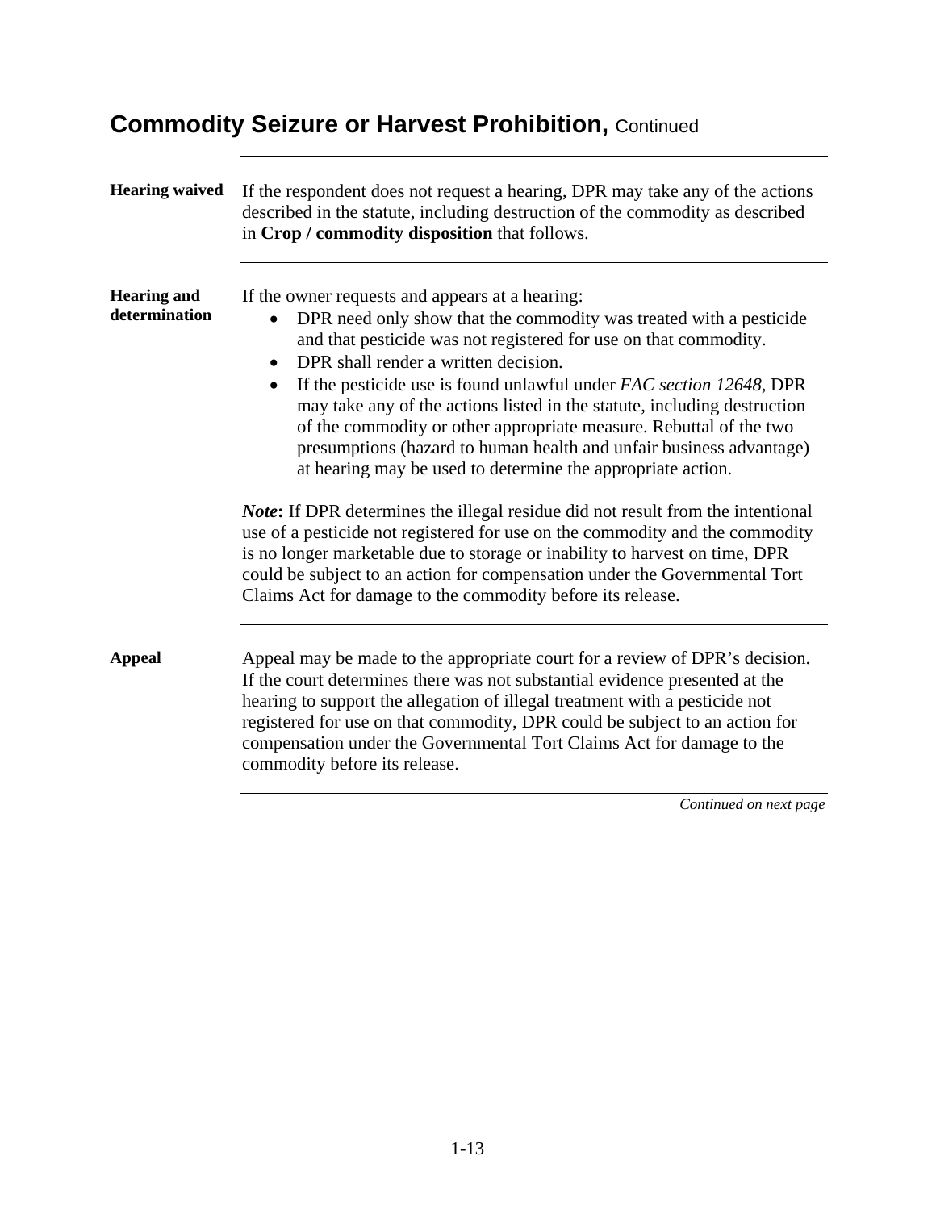# Commodity Seizure or Harvest Prohibition, Continued

**Hearing waived**

If the respondent does not request a hearing, DPR may take any of the actions described in the statute, including destruction of the commodity as described in **Crop / commodity disposition** that follows.

**Hearing and determination**

If the owner requests and appears at a hearing:

- DPR need only show that the commodity was treated with a pesticide and that pesticide was not registered for use on that commodity.
- DPR shall render a written decision.
- If the pesticide use is found unlawful under *FAC section 12648*, DPR may take any of the actions listed in the statute, including destruction of the commodity or other appropriate measure. Rebuttal of the two presumptions (hazard to human health and unfair business advantage) at hearing may be used to determine the appropriate action.

***Note*****:** If DPR determines the illegal residue did not result from the intentional use of a pesticide not registered for use on the commodity and the commodity is no longer marketable due to storage or inability to harvest on time, DPR could be subject to an action for compensation under the Governmental Tort Claims Act for damage to the commodity before its release.

**Appeal**

Appeal may be made to the appropriate court for a review of DPR's decision. If the court determines there was not substantial evidence presented at the hearing to support the allegation of illegal treatment with a pesticide not registered for use on that commodity, DPR could be subject to an action for compensation under the Governmental Tort Claims Act for damage to the commodity before its release.

*Continued on next page*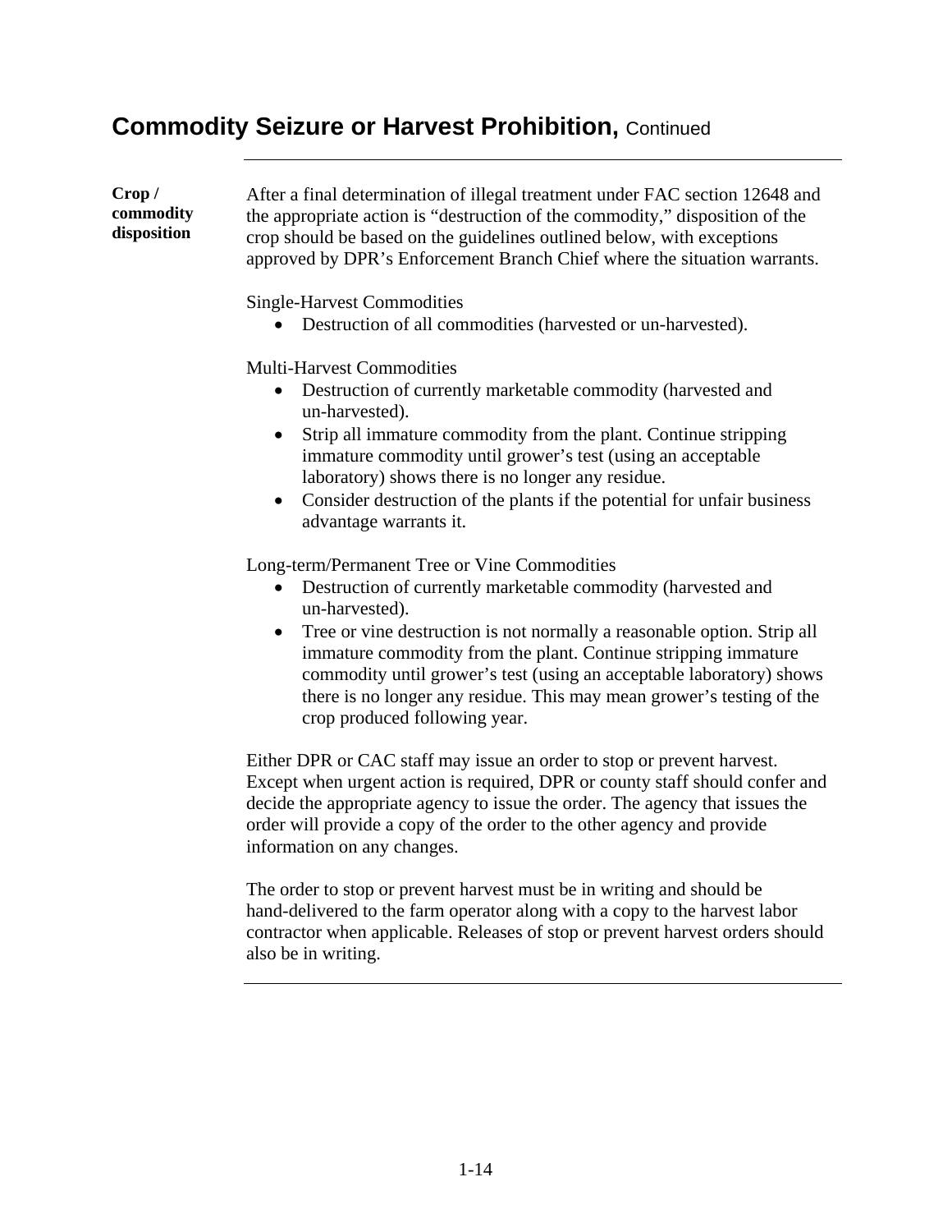## Commodity Seizure or Harvest Prohibition, Continued

**Crop / commodity disposition**

After a final determination of illegal treatment under FAC section 12648 and the appropriate action is "destruction of the commodity," disposition of the crop should be based on the guidelines outlined below, with exceptions approved by DPR's Enforcement Branch Chief where the situation warrants.

Single-Harvest Commodities

- Destruction of all commodities (harvested or un-harvested).

Multi-Harvest Commodities

- Destruction of currently marketable commodity (harvested and un-harvested).
- Strip all immature commodity from the plant. Continue stripping immature commodity until grower's test (using an acceptable laboratory) shows there is no longer any residue.
- Consider destruction of the plants if the potential for unfair business advantage warrants it.

Long-term/Permanent Tree or Vine Commodities

- Destruction of currently marketable commodity (harvested and un-harvested).
- Tree or vine destruction is not normally a reasonable option. Strip all immature commodity from the plant. Continue stripping immature commodity until grower's test (using an acceptable laboratory) shows there is no longer any residue. This may mean grower's testing of the crop produced following year.

Either DPR or CAC staff may issue an order to stop or prevent harvest. Except when urgent action is required, DPR or county staff should confer and decide the appropriate agency to issue the order. The agency that issues the order will provide a copy of the order to the other agency and provide information on any changes.

The order to stop or prevent harvest must be in writing and should be hand-delivered to the farm operator along with a copy to the harvest labor contractor when applicable. Releases of stop or prevent harvest orders should also be in writing.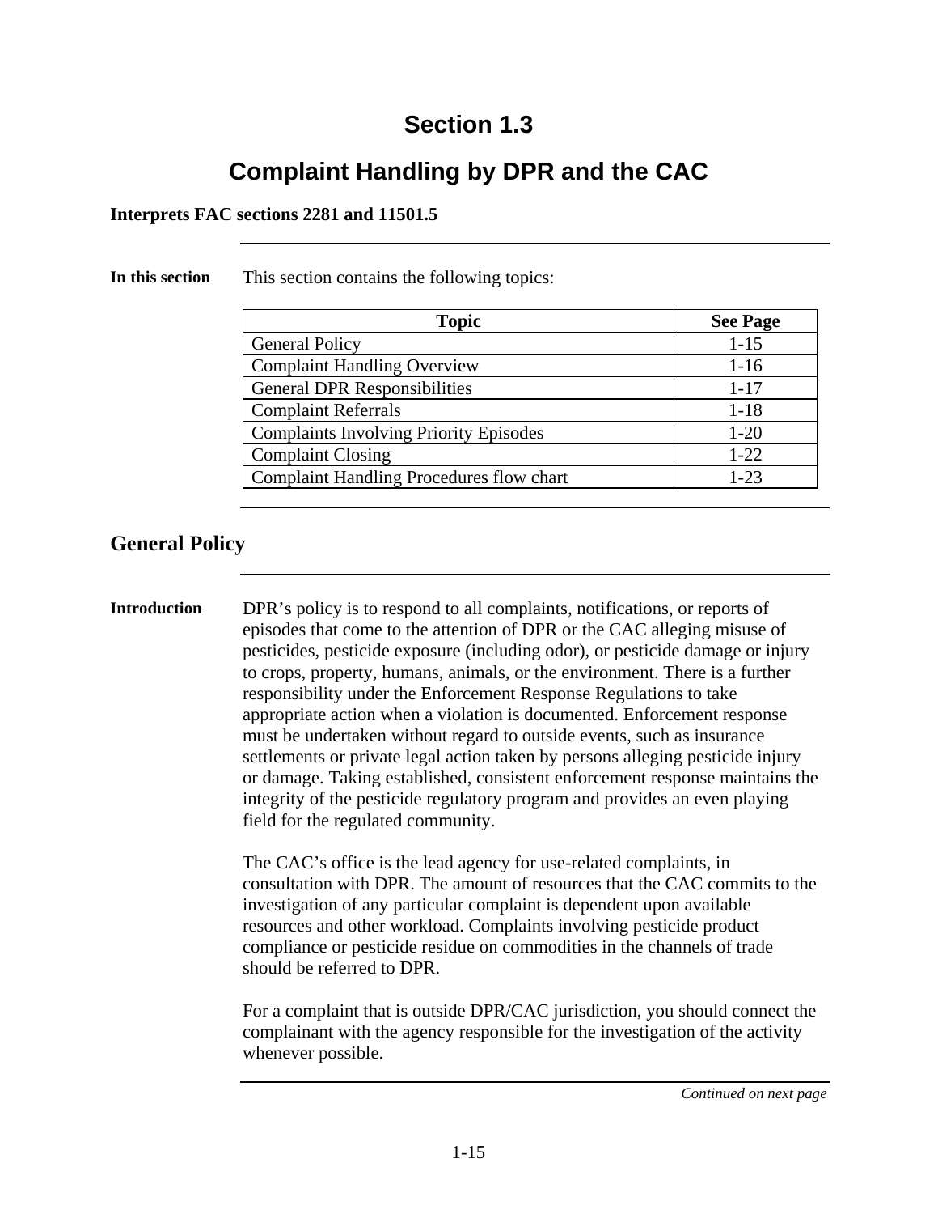# Section 1.3

# Complaint Handling by DPR and the CAC

**Interprets FAC sections 2281 and 11501.5**

**In this section**

This section contains the following topics:

| Topic | See Page |
|---|---|
| General Policy | 1-15 |
| Complaint Handling Overview | 1-16 |
| General DPR Responsibilities | 1-17 |
| Complaint Referrals | 1-18 |
| Complaints Involving Priority Episodes | 1-20 |
| Complaint Closing | 1-22 |
| Complaint Handling Procedures flow chart | 1-23 |

## General Policy

**Introduction**

DPR's policy is to respond to all complaints, notifications, or reports of episodes that come to the attention of DPR or the CAC alleging misuse of pesticides, pesticide exposure (including odor), or pesticide damage or injury to crops, property, humans, animals, or the environment. There is a further responsibility under the Enforcement Response Regulations to take appropriate action when a violation is documented. Enforcement response must be undertaken without regard to outside events, such as insurance settlements or private legal action taken by persons alleging pesticide injury or damage. Taking established, consistent enforcement response maintains the integrity of the pesticide regulatory program and provides an even playing field for the regulated community.

The CAC's office is the lead agency for use-related complaints, in consultation with DPR. The amount of resources that the CAC commits to the investigation of any particular complaint is dependent upon available resources and other workload. Complaints involving pesticide product compliance or pesticide residue on commodities in the channels of trade should be referred to DPR.

For a complaint that is outside DPR/CAC jurisdiction, you should connect the complainant with the agency responsible for the investigation of the activity whenever possible.

*Continued on next page*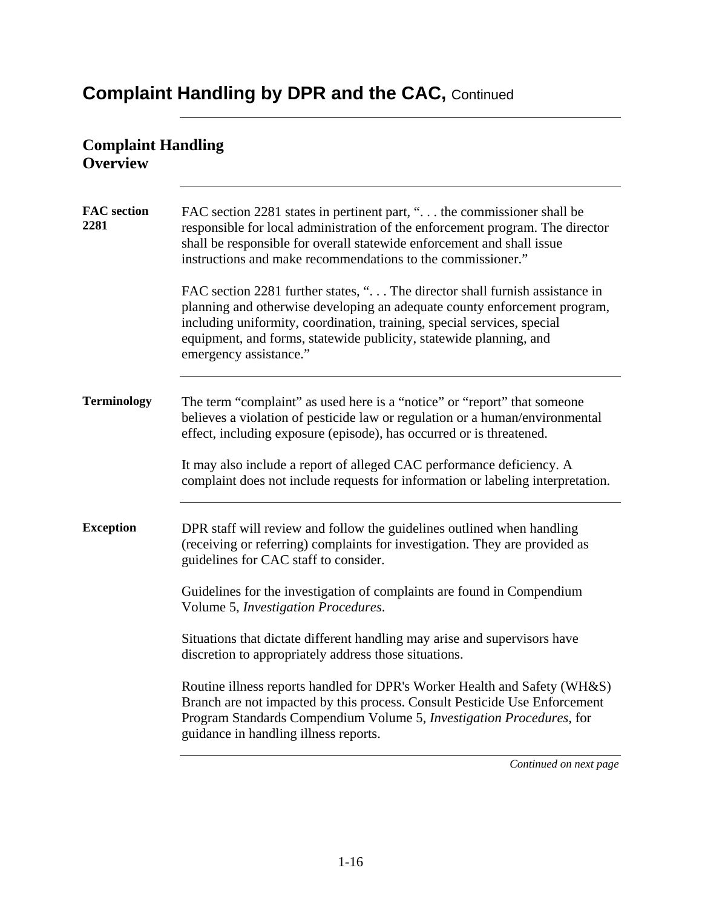# Complaint Handling by DPR and the CAC, Continued

## Complaint Handling Overview

**FAC section 2281**

FAC section 2281 states in pertinent part, ". . . the commissioner shall be responsible for local administration of the enforcement program. The director shall be responsible for overall statewide enforcement and shall issue instructions and make recommendations to the commissioner."

FAC section 2281 further states, ". . . The director shall furnish assistance in planning and otherwise developing an adequate county enforcement program, including uniformity, coordination, training, special services, special equipment, and forms, statewide publicity, statewide planning, and emergency assistance."

**Terminology**

The term "complaint" as used here is a "notice" or "report" that someone believes a violation of pesticide law or regulation or a human/environmental effect, including exposure (episode), has occurred or is threatened.

It may also include a report of alleged CAC performance deficiency. A complaint does not include requests for information or labeling interpretation.

**Exception**

DPR staff will review and follow the guidelines outlined when handling (receiving or referring) complaints for investigation. They are provided as guidelines for CAC staff to consider.

Guidelines for the investigation of complaints are found in Compendium Volume 5, *Investigation Procedures*.

Situations that dictate different handling may arise and supervisors have discretion to appropriately address those situations.

Routine illness reports handled for DPR's Worker Health and Safety (WH&S) Branch are not impacted by this process. Consult Pesticide Use Enforcement Program Standards Compendium Volume 5, *Investigation Procedures*, for guidance in handling illness reports.

*Continued on next page*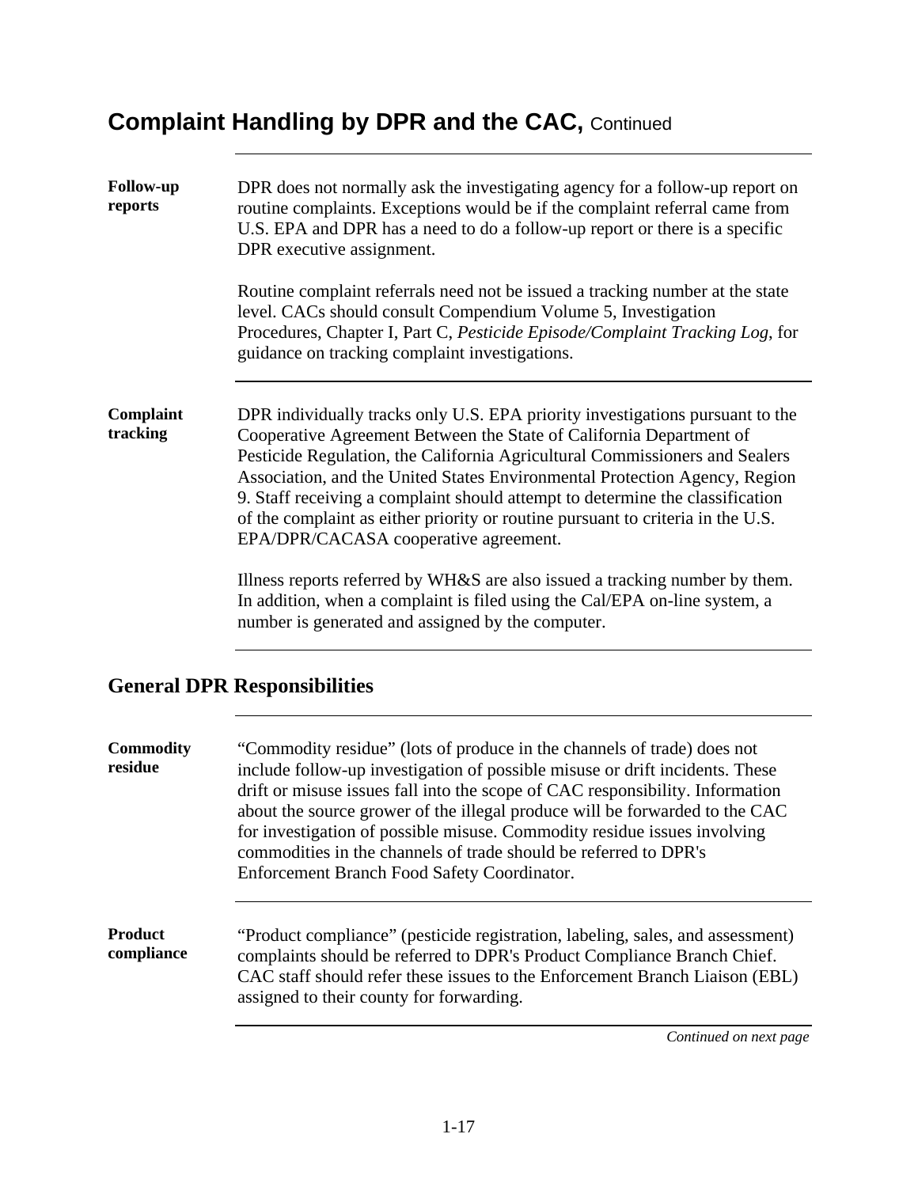## Complaint Handling by DPR and the CAC, Continued

**Follow-up reports**

DPR does not normally ask the investigating agency for a follow-up report on routine complaints. Exceptions would be if the complaint referral came from U.S. EPA and DPR has a need to do a follow-up report or there is a specific DPR executive assignment.

Routine complaint referrals need not be issued a tracking number at the state level. CACs should consult Compendium Volume 5, Investigation Procedures, Chapter I, Part C, *Pesticide Episode/Complaint Tracking Log*, for guidance on tracking complaint investigations.

**Complaint tracking**

DPR individually tracks only U.S. EPA priority investigations pursuant to the Cooperative Agreement Between the State of California Department of Pesticide Regulation, the California Agricultural Commissioners and Sealers Association, and the United States Environmental Protection Agency, Region 9. Staff receiving a complaint should attempt to determine the classification of the complaint as either priority or routine pursuant to criteria in the U.S. EPA/DPR/CACASA cooperative agreement.

Illness reports referred by WH&S are also issued a tracking number by them. In addition, when a complaint is filed using the Cal/EPA on-line system, a number is generated and assigned by the computer.

## General DPR Responsibilities

**Commodity residue**

"Commodity residue" (lots of produce in the channels of trade) does not include follow-up investigation of possible misuse or drift incidents. These drift or misuse issues fall into the scope of CAC responsibility. Information about the source grower of the illegal produce will be forwarded to the CAC for investigation of possible misuse. Commodity residue issues involving commodities in the channels of trade should be referred to DPR's Enforcement Branch Food Safety Coordinator.

**Product compliance**

"Product compliance" (pesticide registration, labeling, sales, and assessment) complaints should be referred to DPR's Product Compliance Branch Chief. CAC staff should refer these issues to the Enforcement Branch Liaison (EBL) assigned to their county for forwarding.

*Continued on next page*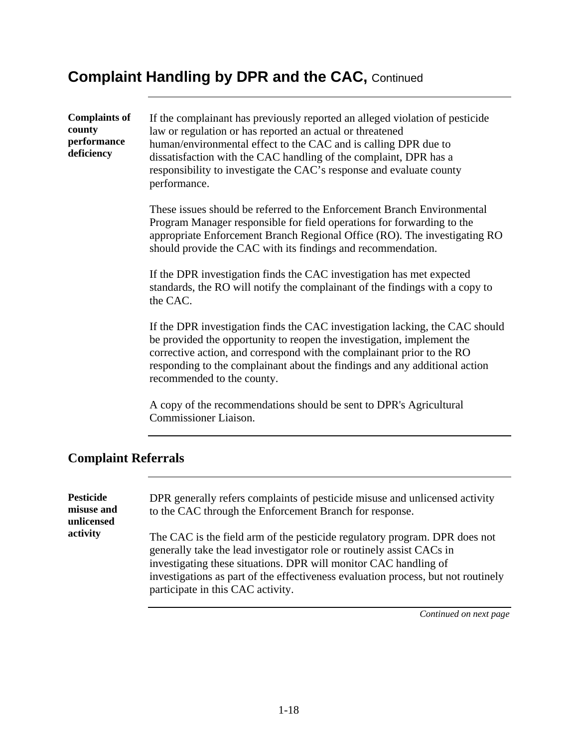## Complaint Handling by DPR and the CAC, Continued

**Complaints of county performance deficiency**

If the complainant has previously reported an alleged violation of pesticide law or regulation or has reported an actual or threatened human/environmental effect to the CAC and is calling DPR due to dissatisfaction with the CAC handling of the complaint, DPR has a responsibility to investigate the CAC's response and evaluate county performance.

These issues should be referred to the Enforcement Branch Environmental Program Manager responsible for field operations for forwarding to the appropriate Enforcement Branch Regional Office (RO). The investigating RO should provide the CAC with its findings and recommendation.

If the DPR investigation finds the CAC investigation has met expected standards, the RO will notify the complainant of the findings with a copy to the CAC.

If the DPR investigation finds the CAC investigation lacking, the CAC should be provided the opportunity to reopen the investigation, implement the corrective action, and correspond with the complainant prior to the RO responding to the complainant about the findings and any additional action recommended to the county.

A copy of the recommendations should be sent to DPR's Agricultural Commissioner Liaison.

## Complaint Referrals

**Pesticide misuse and unlicensed activity**

DPR generally refers complaints of pesticide misuse and unlicensed activity to the CAC through the Enforcement Branch for response.

The CAC is the field arm of the pesticide regulatory program. DPR does not generally take the lead investigator role or routinely assist CACs in investigating these situations. DPR will monitor CAC handling of investigations as part of the effectiveness evaluation process, but not routinely participate in this CAC activity.

*Continued on next page*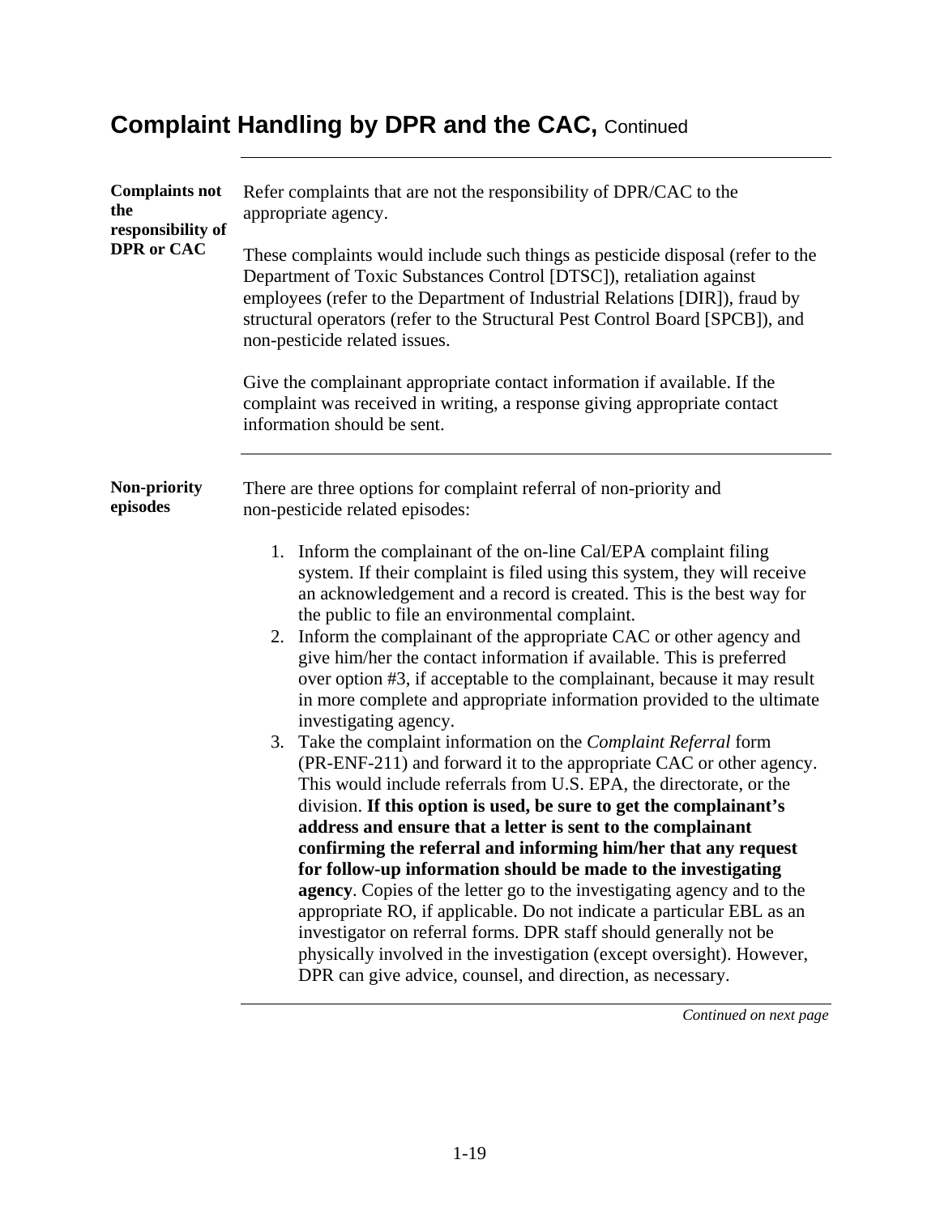# Complaint Handling by DPR and the CAC, Continued

**Complaints not the responsibility of DPR or CAC**

Refer complaints that are not the responsibility of DPR/CAC to the appropriate agency.

These complaints would include such things as pesticide disposal (refer to the Department of Toxic Substances Control [DTSC]), retaliation against employees (refer to the Department of Industrial Relations [DIR]), fraud by structural operators (refer to the Structural Pest Control Board [SPCB]), and non-pesticide related issues.

Give the complainant appropriate contact information if available. If the complaint was received in writing, a response giving appropriate contact information should be sent.

**Non-priority episodes**

There are three options for complaint referral of non-priority and non-pesticide related episodes:

1. Inform the complainant of the on-line Cal/EPA complaint filing system. If their complaint is filed using this system, they will receive an acknowledgement and a record is created. This is the best way for the public to file an environmental complaint.
2. Inform the complainant of the appropriate CAC or other agency and give him/her the contact information if available. This is preferred over option #3, if acceptable to the complainant, because it may result in more complete and appropriate information provided to the ultimate investigating agency.
3. Take the complaint information on the *Complaint Referral* form (PR-ENF-211) and forward it to the appropriate CAC or other agency. This would include referrals from U.S. EPA, the directorate, or the division. **If this option is used, be sure to get the complainant's address and ensure that a letter is sent to the complainant confirming the referral and informing him/her that any request for follow-up information should be made to the investigating agency**. Copies of the letter go to the investigating agency and to the appropriate RO, if applicable. Do not indicate a particular EBL as an investigator on referral forms. DPR staff should generally not be physically involved in the investigation (except oversight). However, DPR can give advice, counsel, and direction, as necessary.

*Continued on next page*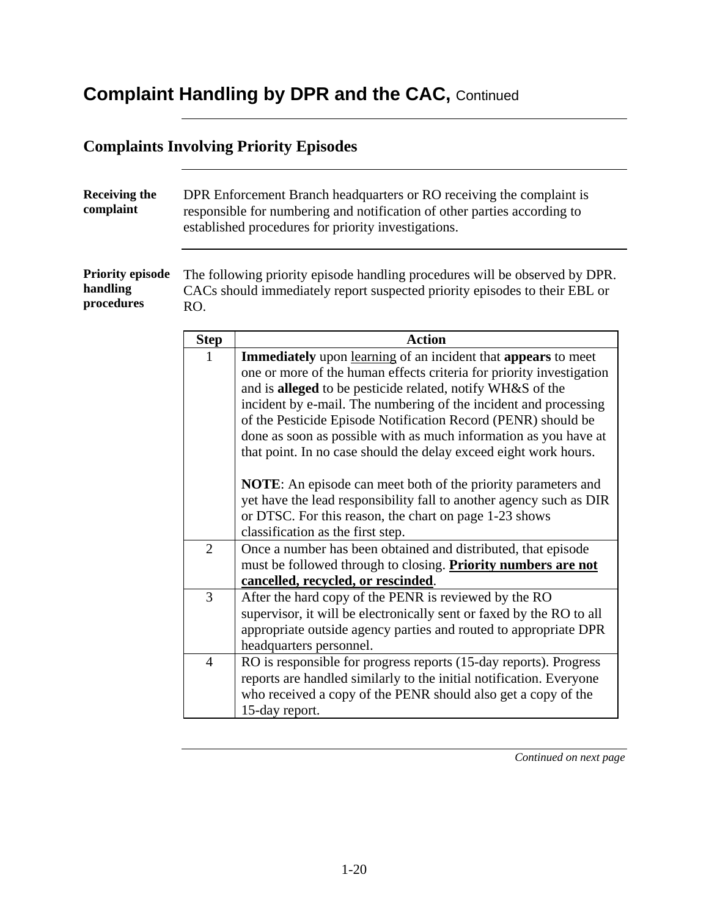# Complaint Handling by DPR and the CAC, Continued

## Complaints Involving Priority Episodes

**Receiving the complaint**

DPR Enforcement Branch headquarters or RO receiving the complaint is responsible for numbering and notification of other parties according to established procedures for priority investigations.

**Priority episode handling procedures**

The following priority episode handling procedures will be observed by DPR. CACs should immediately report suspected priority episodes to their EBL or RO.

| Step | Action |
|---|---|
| 1 | **Immediately** upon <u>learning</u> of an incident that **appears** to meet one or more of the human effects criteria for priority investigation and is **alleged** to be pesticide related, notify WH&S of the incident by e-mail. The numbering of the incident and processing of the Pesticide Episode Notification Record (PENR) should be done as soon as possible with as much information as you have at that point. In no case should the delay exceed eight work hours.<br><br>**NOTE**: An episode can meet both of the priority parameters and yet have the lead responsibility fall to another agency such as DIR or DTSC. For this reason, the chart on page 1-23 shows classification as the first step. |
| 2 | Once a number has been obtained and distributed, that episode must be followed through to closing. <u>**Priority numbers are not cancelled, recycled, or rescinded**</u>. |
| 3 | After the hard copy of the PENR is reviewed by the RO supervisor, it will be electronically sent or faxed by the RO to all appropriate outside agency parties and routed to appropriate DPR headquarters personnel. |
| 4 | RO is responsible for progress reports (15-day reports). Progress reports are handled similarly to the initial notification. Everyone who received a copy of the PENR should also get a copy of the 15-day report. |

*Continued on next page*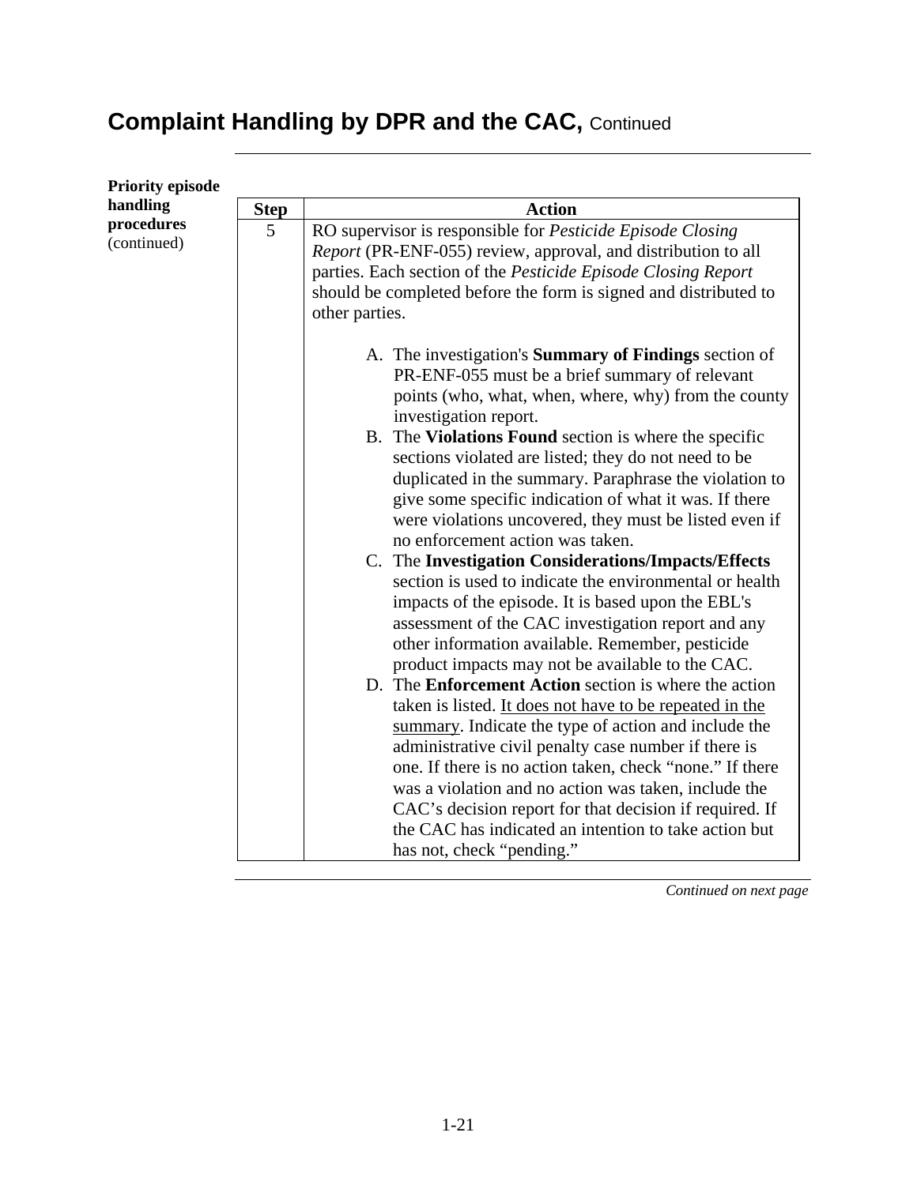## Complaint Handling by DPR and the CAC, Continued

**Priority episode handling procedures** (continued)

| Step | Action |
|---|---|
| 5 | RO supervisor is responsible for *Pesticide Episode Closing Report* (PR-ENF-055) review, approval, and distribution to all parties. Each section of the *Pesticide Episode Closing Report* should be completed before the form is signed and distributed to other parties.<br><br>A. The investigation's **Summary of Findings** section of PR-ENF-055 must be a brief summary of relevant points (who, what, when, where, why) from the county investigation report.<br>B. The **Violations Found** section is where the specific sections violated are listed; they do not need to be duplicated in the summary. Paraphrase the violation to give some specific indication of what it was. If there were violations uncovered, they must be listed even if no enforcement action was taken.<br>C. The **Investigation Considerations/Impacts/Effects** section is used to indicate the environmental or health impacts of the episode. It is based upon the EBL's assessment of the CAC investigation report and any other information available. Remember, pesticide product impacts may not be available to the CAC.<br>D. The **Enforcement Action** section is where the action taken is listed. <u>It does not have to be repeated in the summary</u>. Indicate the type of action and include the administrative civil penalty case number if there is one. If there is no action taken, check "none." If there was a violation and no action was taken, include the CAC's decision report for that decision if required. If the CAC has indicated an intention to take action but has not, check "pending." |

*Continued on next page*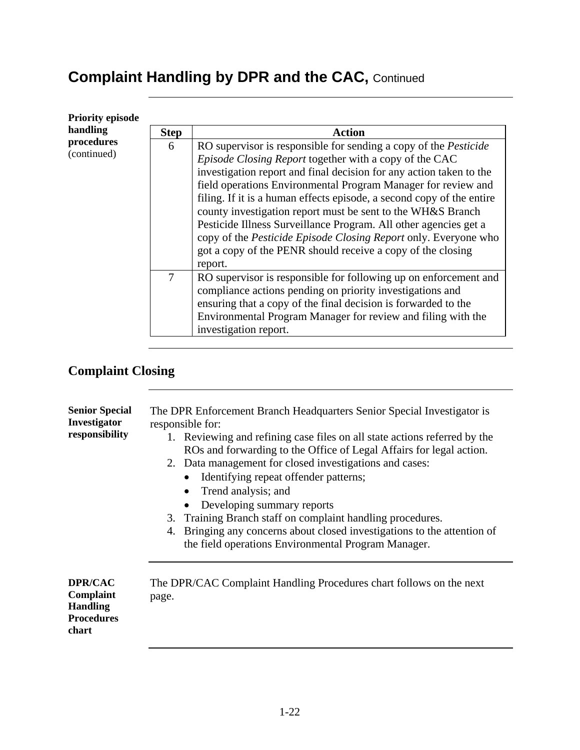## Complaint Handling by DPR and the CAC, Continued

**Priority episode handling procedures** (continued)

| Step | Action |
|---|---|
| 6 | RO supervisor is responsible for sending a copy of the *Pesticide Episode Closing Report* together with a copy of the CAC investigation report and final decision for any action taken to the field operations Environmental Program Manager for review and filing. If it is a human effects episode, a second copy of the entire county investigation report must be sent to the WH&S Branch Pesticide Illness Surveillance Program. All other agencies get a copy of the *Pesticide Episode Closing Report* only. Everyone who got a copy of the PENR should receive a copy of the closing report. |
| 7 | RO supervisor is responsible for following up on enforcement and compliance actions pending on priority investigations and ensuring that a copy of the final decision is forwarded to the Environmental Program Manager for review and filing with the investigation report. |

## Complaint Closing

**Senior Special Investigator responsibility**

The DPR Enforcement Branch Headquarters Senior Special Investigator is responsible for:

1. Reviewing and refining case files on all state actions referred by the ROs and forwarding to the Office of Legal Affairs for legal action.
2. Data management for closed investigations and cases:
   - Identifying repeat offender patterns;
   - Trend analysis; and
   - Developing summary reports
3. Training Branch staff on complaint handling procedures.
4. Bringing any concerns about closed investigations to the attention of the field operations Environmental Program Manager.

**DPR/CAC Complaint Handling Procedures chart**

The DPR/CAC Complaint Handling Procedures chart follows on the next page.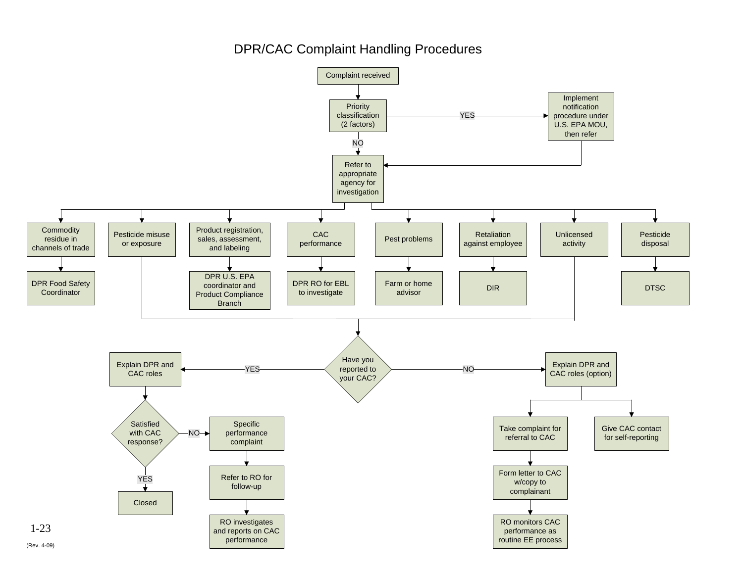# DPR/CAC Complaint Handling Procedures

- Complaint received
- Priority classification (2 factors)
  - YES → Implement notification procedure under U.S. EPA MOU, then refer
  - NO → Refer to appropriate agency for investigation
- Refer to appropriate agency for investigation
  - Commodity residue in channels of trade → DPR Food Safety Coordinator
  - Pesticide misuse or exposure → Have you reported to your CAC?
  - Product registration, sales, assessment, and labeling → DPR U.S. EPA coordinator and Product Compliance Branch
  - CAC performance → DPR RO for EBL to investigate
  - Pest problems → Farm or home advisor
  - Retaliation against employee → DIR
  - Unlicensed activity → Have you reported to your CAC?
  - Pesticide disposal → DTSC
- Have you reported to your CAC?
  - YES → Explain DPR and CAC roles
    - Satisfied with CAC response?
      - YES → Closed
      - NO → Specific performance complaint → Refer to RO for follow-up → RO investigates and reports on CAC performance
  - NO → Explain DPR and CAC roles (option)
    - Take complaint for referral to CAC → Form letter to CAC w/copy to complainant → RO monitors CAC performance as routine EE process
    - Give CAC contact for self-reporting

1-23

(Rev. 4-09)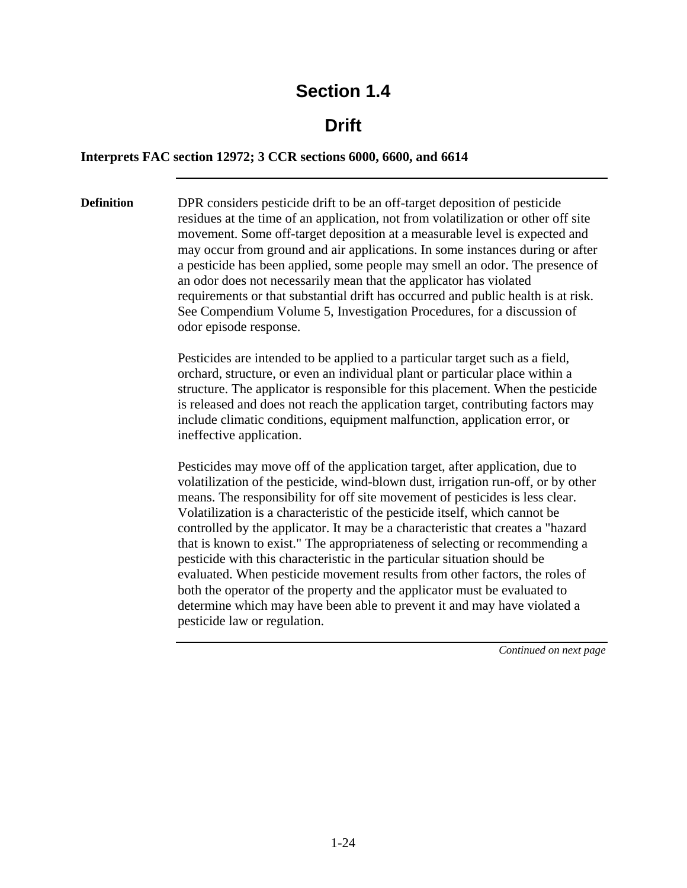# Section 1.4

## Drift

**Interprets FAC section 12972; 3 CCR sections 6000, 6600, and 6614**

---

**Definition**

DPR considers pesticide drift to be an off-target deposition of pesticide residues at the time of an application, not from volatilization or other off site movement. Some off-target deposition at a measurable level is expected and may occur from ground and air applications. In some instances during or after a pesticide has been applied, some people may smell an odor. The presence of an odor does not necessarily mean that the applicator has violated requirements or that substantial drift has occurred and public health is at risk. See Compendium Volume 5, Investigation Procedures, for a discussion of odor episode response.

Pesticides are intended to be applied to a particular target such as a field, orchard, structure, or even an individual plant or particular place within a structure. The applicator is responsible for this placement. When the pesticide is released and does not reach the application target, contributing factors may include climatic conditions, equipment malfunction, application error, or ineffective application.

Pesticides may move off of the application target, after application, due to volatilization of the pesticide, wind-blown dust, irrigation run-off, or by other means. The responsibility for off site movement of pesticides is less clear. Volatilization is a characteristic of the pesticide itself, which cannot be controlled by the applicator. It may be a characteristic that creates a "hazard that is known to exist." The appropriateness of selecting or recommending a pesticide with this characteristic in the particular situation should be evaluated. When pesticide movement results from other factors, the roles of both the operator of the property and the applicator must be evaluated to determine which may have been able to prevent it and may have violated a pesticide law or regulation.

*Continued on next page*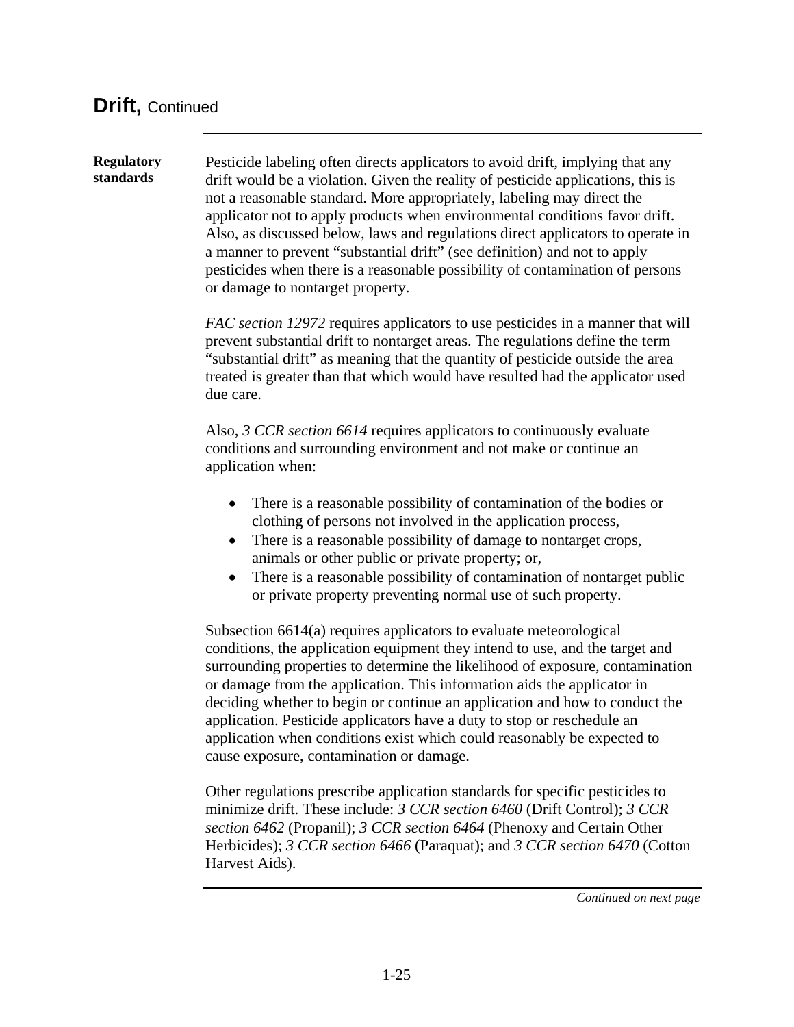## Drift, Continued

**Regulatory standards**

Pesticide labeling often directs applicators to avoid drift, implying that any drift would be a violation. Given the reality of pesticide applications, this is not a reasonable standard. More appropriately, labeling may direct the applicator not to apply products when environmental conditions favor drift. Also, as discussed below, laws and regulations direct applicators to operate in a manner to prevent "substantial drift" (see definition) and not to apply pesticides when there is a reasonable possibility of contamination of persons or damage to nontarget property.

*FAC section 12972* requires applicators to use pesticides in a manner that will prevent substantial drift to nontarget areas. The regulations define the term "substantial drift" as meaning that the quantity of pesticide outside the area treated is greater than that which would have resulted had the applicator used due care.

Also, *3 CCR section 6614* requires applicators to continuously evaluate conditions and surrounding environment and not make or continue an application when:

- There is a reasonable possibility of contamination of the bodies or clothing of persons not involved in the application process,
- There is a reasonable possibility of damage to nontarget crops, animals or other public or private property; or,
- There is a reasonable possibility of contamination of nontarget public or private property preventing normal use of such property.

Subsection 6614(a) requires applicators to evaluate meteorological conditions, the application equipment they intend to use, and the target and surrounding properties to determine the likelihood of exposure, contamination or damage from the application. This information aids the applicator in deciding whether to begin or continue an application and how to conduct the application. Pesticide applicators have a duty to stop or reschedule an application when conditions exist which could reasonably be expected to cause exposure, contamination or damage.

Other regulations prescribe application standards for specific pesticides to minimize drift. These include: *3 CCR section 6460* (Drift Control); *3 CCR section 6462* (Propanil); *3 CCR section 6464* (Phenoxy and Certain Other Herbicides); *3 CCR section 6466* (Paraquat); and *3 CCR section 6470* (Cotton Harvest Aids).

*Continued on next page*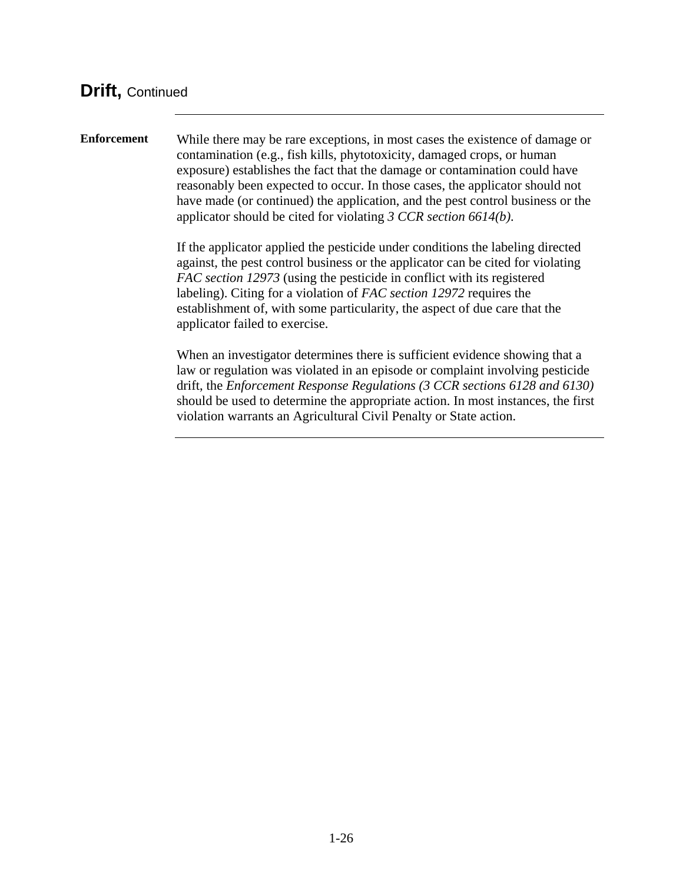## **Drift,** Continued

---

**Enforcement**

While there may be rare exceptions, in most cases the existence of damage or contamination (e.g., fish kills, phytotoxicity, damaged crops, or human exposure) establishes the fact that the damage or contamination could have reasonably been expected to occur. In those cases, the applicator should not have made (or continued) the application, and the pest control business or the applicator should be cited for violating *3 CCR section 6614(b)*.

If the applicator applied the pesticide under conditions the labeling directed against, the pest control business or the applicator can be cited for violating *FAC section 12973* (using the pesticide in conflict with its registered labeling). Citing for a violation of *FAC section 12972* requires the establishment of, with some particularity, the aspect of due care that the applicator failed to exercise.

When an investigator determines there is sufficient evidence showing that a law or regulation was violated in an episode or complaint involving pesticide drift, the *Enforcement Response Regulations (3 CCR sections 6128 and 6130)* should be used to determine the appropriate action. In most instances, the first violation warrants an Agricultural Civil Penalty or State action.

---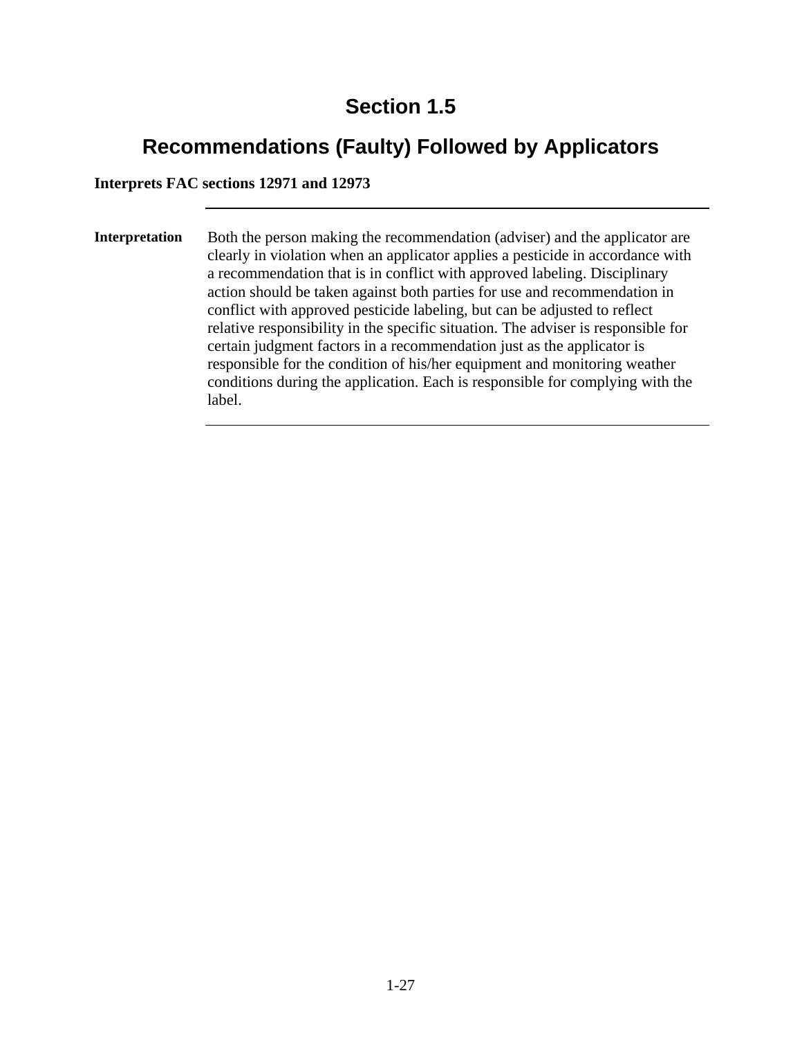# Section 1.5

## Recommendations (Faulty) Followed by Applicators

**Interprets FAC sections 12971 and 12973**

---

**Interpretation** Both the person making the recommendation (adviser) and the applicator are clearly in violation when an applicator applies a pesticide in accordance with a recommendation that is in conflict with approved labeling. Disciplinary action should be taken against both parties for use and recommendation in conflict with approved pesticide labeling, but can be adjusted to reflect relative responsibility in the specific situation. The adviser is responsible for certain judgment factors in a recommendation just as the applicator is responsible for the condition of his/her equipment and monitoring weather conditions during the application. Each is responsible for complying with the label.

---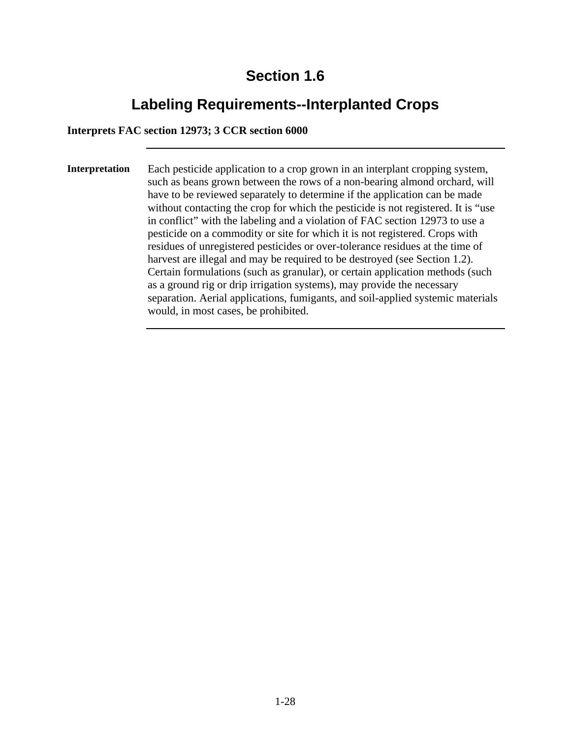# Section 1.6

## Labeling Requirements--Interplanted Crops

**Interprets FAC section 12973; 3 CCR section 6000**

---

**Interpretation**

Each pesticide application to a crop grown in an interplant cropping system, such as beans grown between the rows of a non-bearing almond orchard, will have to be reviewed separately to determine if the application can be made without contacting the crop for which the pesticide is not registered. It is "use in conflict" with the labeling and a violation of FAC section 12973 to use a pesticide on a commodity or site for which it is not registered. Crops with residues of unregistered pesticides or over-tolerance residues at the time of harvest are illegal and may be required to be destroyed (see Section 1.2). Certain formulations (such as granular), or certain application methods (such as a ground rig or drip irrigation systems), may provide the necessary separation. Aerial applications, fumigants, and soil-applied systemic materials would, in most cases, be prohibited.

---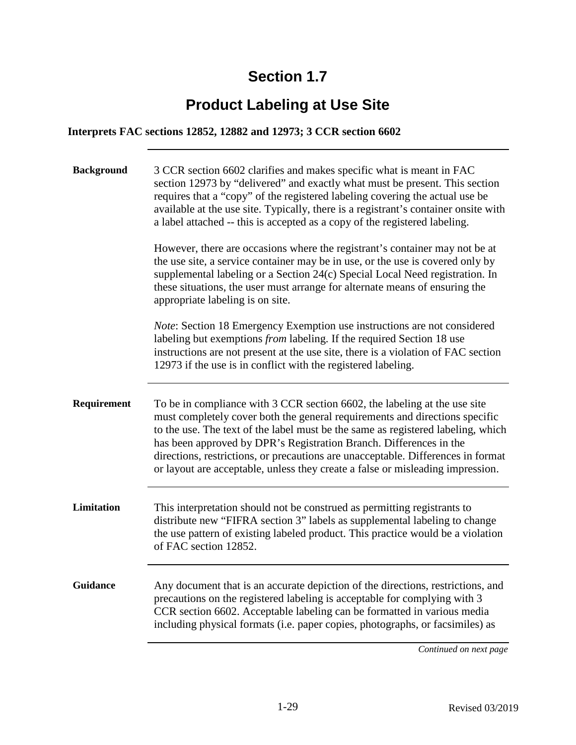# Section 1.7

## Product Labeling at Use Site

**Interprets FAC sections 12852, 12882 and 12973; 3 CCR section 6602**

---

**Background**

3 CCR section 6602 clarifies and makes specific what is meant in FAC section 12973 by "delivered" and exactly what must be present. This section requires that a "copy" of the registered labeling covering the actual use be available at the use site. Typically, there is a registrant's container onsite with a label attached -- this is accepted as a copy of the registered labeling.

However, there are occasions where the registrant's container may not be at the use site, a service container may be in use, or the use is covered only by supplemental labeling or a Section 24(c) Special Local Need registration. In these situations, the user must arrange for alternate means of ensuring the appropriate labeling is on site.

*Note*: Section 18 Emergency Exemption use instructions are not considered labeling but exemptions *from* labeling. If the required Section 18 use instructions are not present at the use site, there is a violation of FAC section 12973 if the use is in conflict with the registered labeling.

---

**Requirement**

To be in compliance with 3 CCR section 6602, the labeling at the use site must completely cover both the general requirements and directions specific to the use. The text of the label must be the same as registered labeling, which has been approved by DPR's Registration Branch. Differences in the directions, restrictions, or precautions are unacceptable. Differences in format or layout are acceptable, unless they create a false or misleading impression.

---

**Limitation**

This interpretation should not be construed as permitting registrants to distribute new "FIFRA section 3" labels as supplemental labeling to change the use pattern of existing labeled product. This practice would be a violation of FAC section 12852.

---

**Guidance**

Any document that is an accurate depiction of the directions, restrictions, and precautions on the registered labeling is acceptable for complying with 3 CCR section 6602. Acceptable labeling can be formatted in various media including physical formats (i.e. paper copies, photographs, or facsimiles) as

*Continued on next page*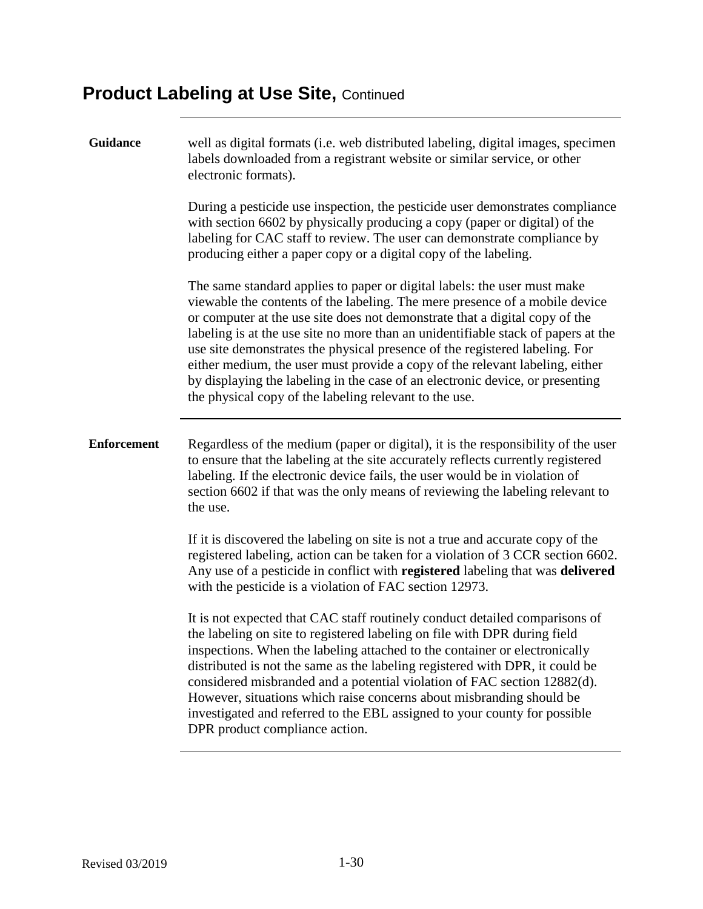# Product Labeling at Use Site, Continued

**Guidance**

well as digital formats (i.e. web distributed labeling, digital images, specimen labels downloaded from a registrant website or similar service, or other electronic formats).

During a pesticide use inspection, the pesticide user demonstrates compliance with section 6602 by physically producing a copy (paper or digital) of the labeling for CAC staff to review. The user can demonstrate compliance by producing either a paper copy or a digital copy of the labeling.

The same standard applies to paper or digital labels: the user must make viewable the contents of the labeling. The mere presence of a mobile device or computer at the use site does not demonstrate that a digital copy of the labeling is at the use site no more than an unidentifiable stack of papers at the use site demonstrates the physical presence of the registered labeling. For either medium, the user must provide a copy of the relevant labeling, either by displaying the labeling in the case of an electronic device, or presenting the physical copy of the labeling relevant to the use.

**Enforcement**

Regardless of the medium (paper or digital), it is the responsibility of the user to ensure that the labeling at the site accurately reflects currently registered labeling. If the electronic device fails, the user would be in violation of section 6602 if that was the only means of reviewing the labeling relevant to the use.

If it is discovered the labeling on site is not a true and accurate copy of the registered labeling, action can be taken for a violation of 3 CCR section 6602. Any use of a pesticide in conflict with **registered** labeling that was **delivered** with the pesticide is a violation of FAC section 12973.

It is not expected that CAC staff routinely conduct detailed comparisons of the labeling on site to registered labeling on file with DPR during field inspections. When the labeling attached to the container or electronically distributed is not the same as the labeling registered with DPR, it could be considered misbranded and a potential violation of FAC section 12882(d). However, situations which raise concerns about misbranding should be investigated and referred to the EBL assigned to your county for possible DPR product compliance action.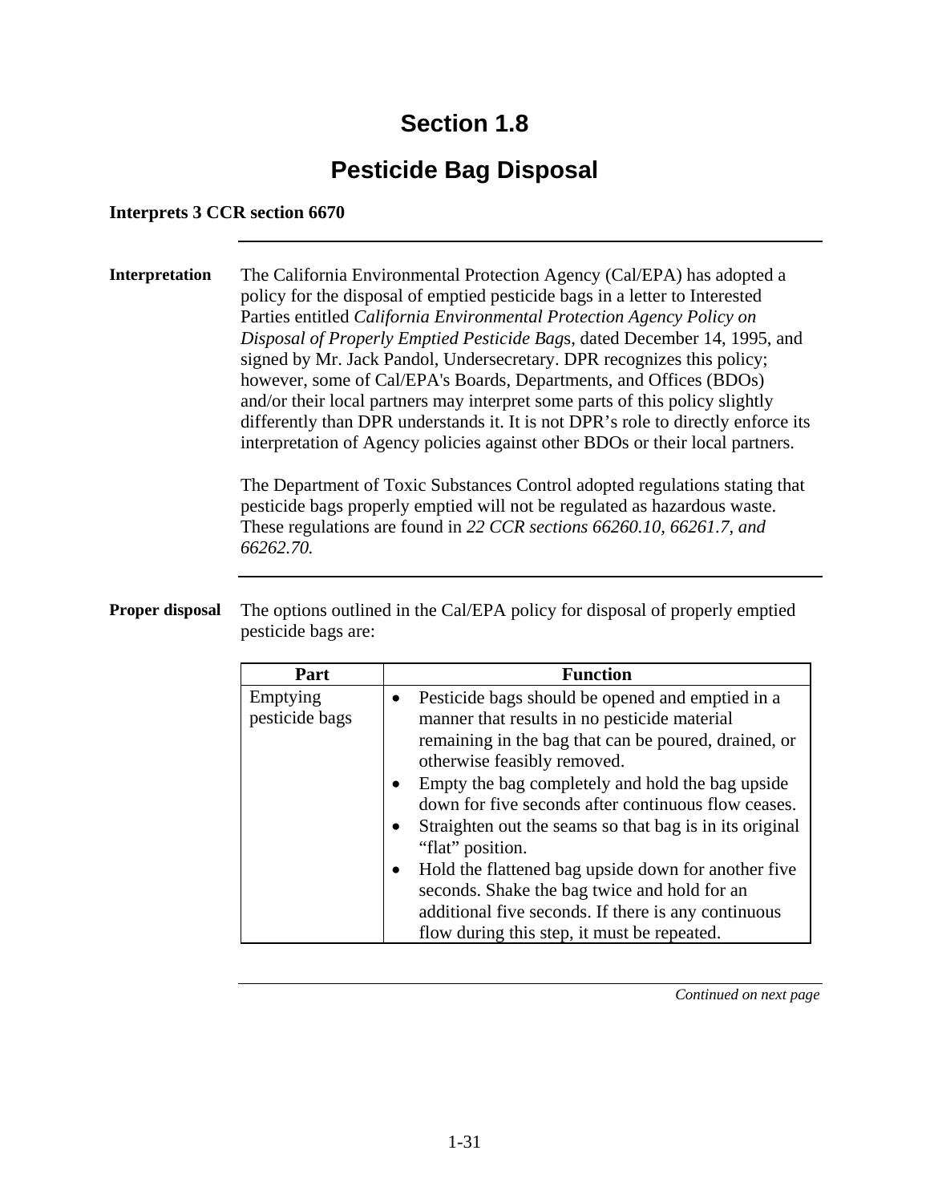# Section 1.8

## Pesticide Bag Disposal

**Interprets 3 CCR section 6670**

**Interpretation**

The California Environmental Protection Agency (Cal/EPA) has adopted a policy for the disposal of emptied pesticide bags in a letter to Interested Parties entitled *California Environmental Protection Agency Policy on Disposal of Properly Emptied Pesticide Bag*s, dated December 14, 1995, and signed by Mr. Jack Pandol, Undersecretary. DPR recognizes this policy; however, some of Cal/EPA's Boards, Departments, and Offices (BDOs) and/or their local partners may interpret some parts of this policy slightly differently than DPR understands it. It is not DPR's role to directly enforce its interpretation of Agency policies against other BDOs or their local partners.

The Department of Toxic Substances Control adopted regulations stating that pesticide bags properly emptied will not be regulated as hazardous waste. These regulations are found in *22 CCR sections 66260.10, 66261.7, and 66262.70.*

**Proper disposal**

The options outlined in the Cal/EPA policy for disposal of properly emptied pesticide bags are:

| Part | Function |
|---|---|
| Emptying pesticide bags | • Pesticide bags should be opened and emptied in a manner that results in no pesticide material remaining in the bag that can be poured, drained, or otherwise feasibly removed.<br>• Empty the bag completely and hold the bag upside down for five seconds after continuous flow ceases.<br>• Straighten out the seams so that bag is in its original "flat" position.<br>• Hold the flattened bag upside down for another five seconds. Shake the bag twice and hold for an additional five seconds. If there is any continuous flow during this step, it must be repeated. |

*Continued on next page*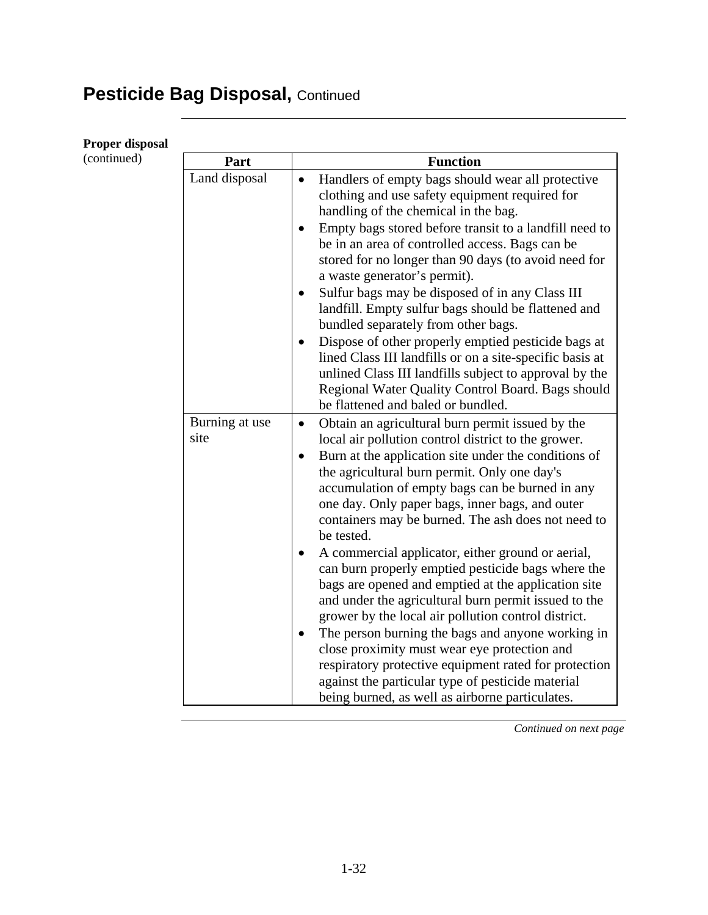# Pesticide Bag Disposal, Continued

**Proper disposal** (continued)

| Part | Function |
|---|---|
| Land disposal | • Handlers of empty bags should wear all protective clothing and use safety equipment required for handling of the chemical in the bag.<br>• Empty bags stored before transit to a landfill need to be in an area of controlled access. Bags can be stored for no longer than 90 days (to avoid need for a waste generator's permit).<br>• Sulfur bags may be disposed of in any Class III landfill. Empty sulfur bags should be flattened and bundled separately from other bags.<br>• Dispose of other properly emptied pesticide bags at lined Class III landfills or on a site-specific basis at unlined Class III landfills subject to approval by the Regional Water Quality Control Board. Bags should be flattened and baled or bundled. |
| Burning at use site | • Obtain an agricultural burn permit issued by the local air pollution control district to the grower.<br>• Burn at the application site under the conditions of the agricultural burn permit. Only one day's accumulation of empty bags can be burned in any one day. Only paper bags, inner bags, and outer containers may be burned. The ash does not need to be tested.<br>• A commercial applicator, either ground or aerial, can burn properly emptied pesticide bags where the bags are opened and emptied at the application site and under the agricultural burn permit issued to the grower by the local air pollution control district.<br>• The person burning the bags and anyone working in close proximity must wear eye protection and respiratory protective equipment rated for protection against the particular type of pesticide material being burned, as well as airborne particulates. |

*Continued on next page*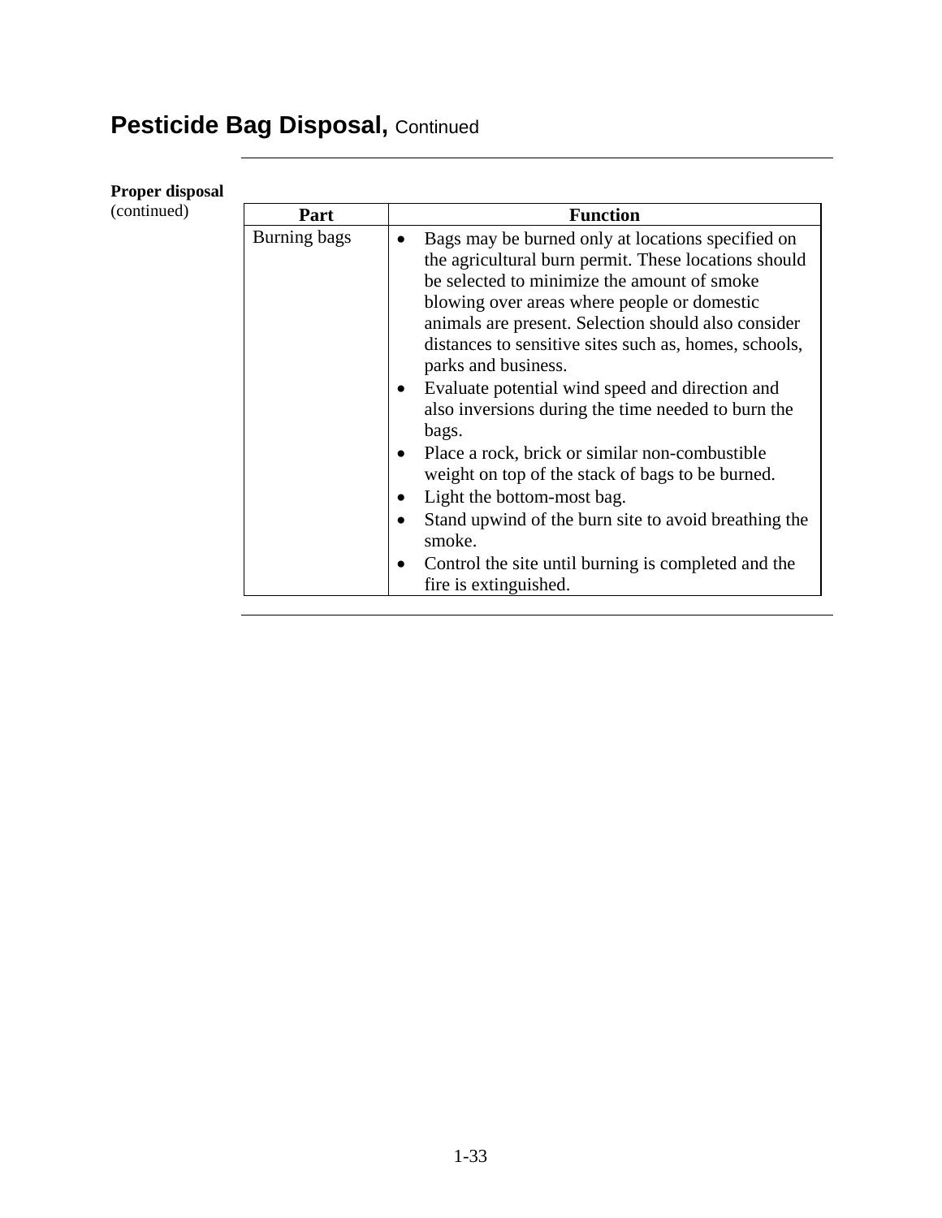## Pesticide Bag Disposal, Continued

**Proper disposal** (continued)

| Part | Function |
|---|---|
| Burning bags | • Bags may be burned only at locations specified on the agricultural burn permit. These locations should be selected to minimize the amount of smoke blowing over areas where people or domestic animals are present. Selection should also consider distances to sensitive sites such as, homes, schools, parks and business.<br>• Evaluate potential wind speed and direction and also inversions during the time needed to burn the bags.<br>• Place a rock, brick or similar non-combustible weight on top of the stack of bags to be burned.<br>• Light the bottom-most bag.<br>• Stand upwind of the burn site to avoid breathing the smoke.<br>• Control the site until burning is completed and the fire is extinguished. |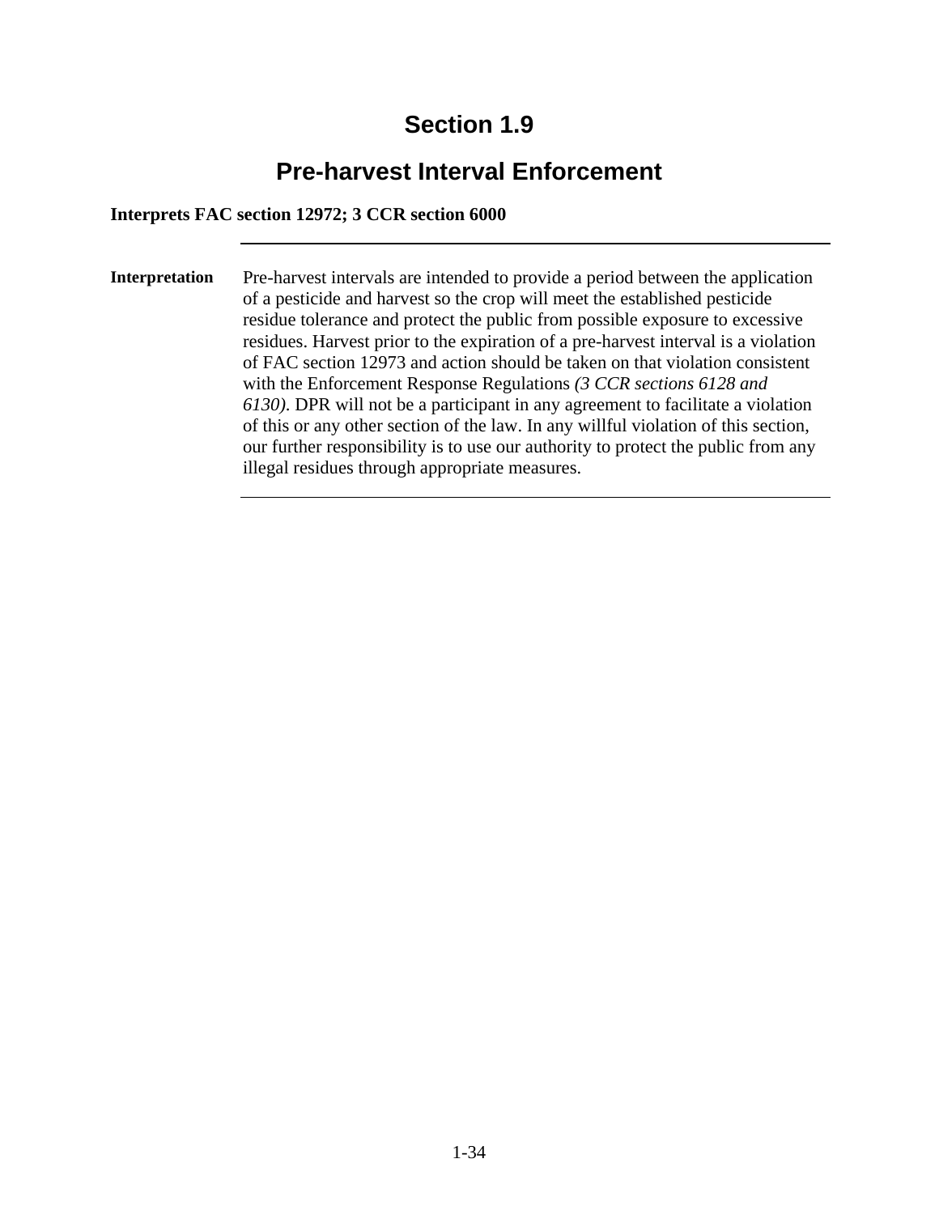# Section 1.9

## Pre-harvest Interval Enforcement

**Interprets FAC section 12972; 3 CCR section 6000**

---

**Interpretation**

Pre-harvest intervals are intended to provide a period between the application of a pesticide and harvest so the crop will meet the established pesticide residue tolerance and protect the public from possible exposure to excessive residues. Harvest prior to the expiration of a pre-harvest interval is a violation of FAC section 12973 and action should be taken on that violation consistent with the Enforcement Response Regulations *(3 CCR sections 6128 and 6130)*. DPR will not be a participant in any agreement to facilitate a violation of this or any other section of the law. In any willful violation of this section, our further responsibility is to use our authority to protect the public from any illegal residues through appropriate measures.

---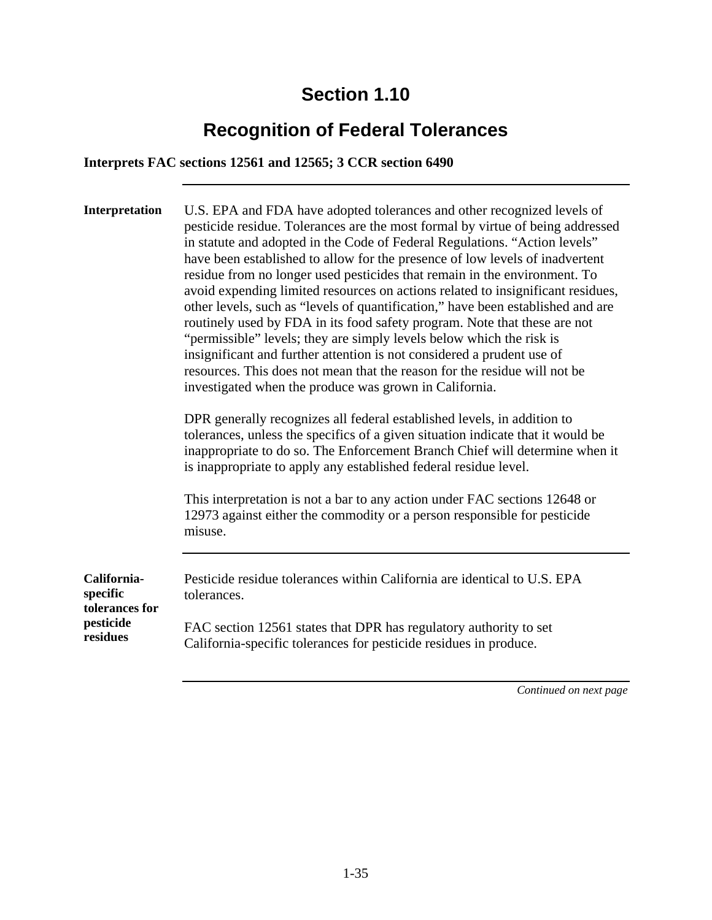# Section 1.10

## Recognition of Federal Tolerances

**Interprets FAC sections 12561 and 12565; 3 CCR section 6490**

---

**Interpretation**

U.S. EPA and FDA have adopted tolerances and other recognized levels of pesticide residue. Tolerances are the most formal by virtue of being addressed in statute and adopted in the Code of Federal Regulations. "Action levels" have been established to allow for the presence of low levels of inadvertent residue from no longer used pesticides that remain in the environment. To avoid expending limited resources on actions related to insignificant residues, other levels, such as "levels of quantification," have been established and are routinely used by FDA in its food safety program. Note that these are not "permissible" levels; they are simply levels below which the risk is insignificant and further attention is not considered a prudent use of resources. This does not mean that the reason for the residue will not be investigated when the produce was grown in California.

DPR generally recognizes all federal established levels, in addition to tolerances, unless the specifics of a given situation indicate that it would be inappropriate to do so. The Enforcement Branch Chief will determine when it is inappropriate to apply any established federal residue level.

This interpretation is not a bar to any action under FAC sections 12648 or 12973 against either the commodity or a person responsible for pesticide misuse.

---

**California-specific tolerances for pesticide residues**

Pesticide residue tolerances within California are identical to U.S. EPA tolerances.

FAC section 12561 states that DPR has regulatory authority to set California-specific tolerances for pesticide residues in produce.

---

*Continued on next page*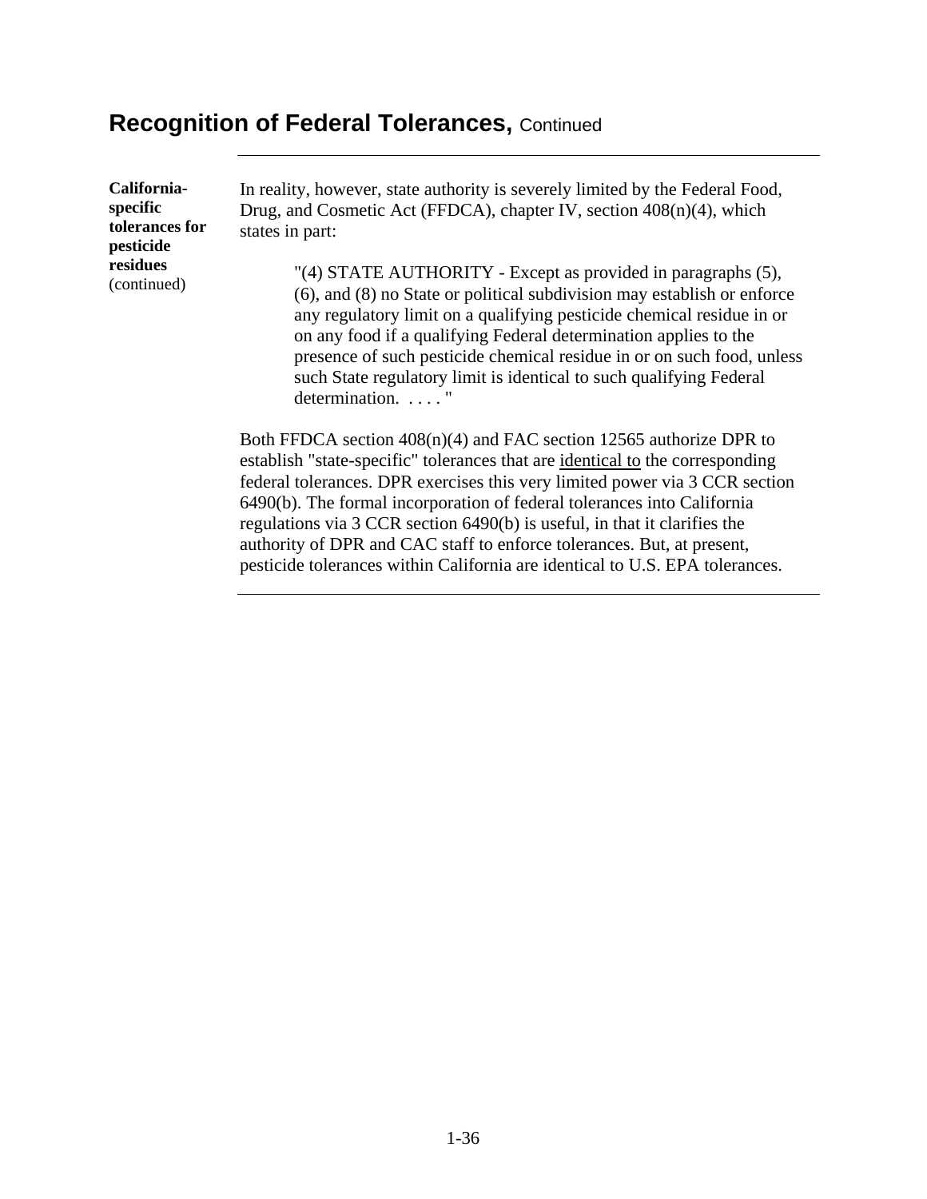## Recognition of Federal Tolerances, Continued

**California-specific tolerances for pesticide residues** (continued)

In reality, however, state authority is severely limited by the Federal Food, Drug, and Cosmetic Act (FFDCA), chapter IV, section 408(n)(4), which states in part:

> "(4) STATE AUTHORITY - Except as provided in paragraphs (5), (6), and (8) no State or political subdivision may establish or enforce any regulatory limit on a qualifying pesticide chemical residue in or on any food if a qualifying Federal determination applies to the presence of such pesticide chemical residue in or on such food, unless such State regulatory limit is identical to such qualifying Federal determination. . . . . "

Both FFDCA section 408(n)(4) and FAC section 12565 authorize DPR to establish "state-specific" tolerances that are <u>identical to</u> the corresponding federal tolerances. DPR exercises this very limited power via 3 CCR section 6490(b). The formal incorporation of federal tolerances into California regulations via 3 CCR section 6490(b) is useful, in that it clarifies the authority of DPR and CAC staff to enforce tolerances. But, at present, pesticide tolerances within California are identical to U.S. EPA tolerances.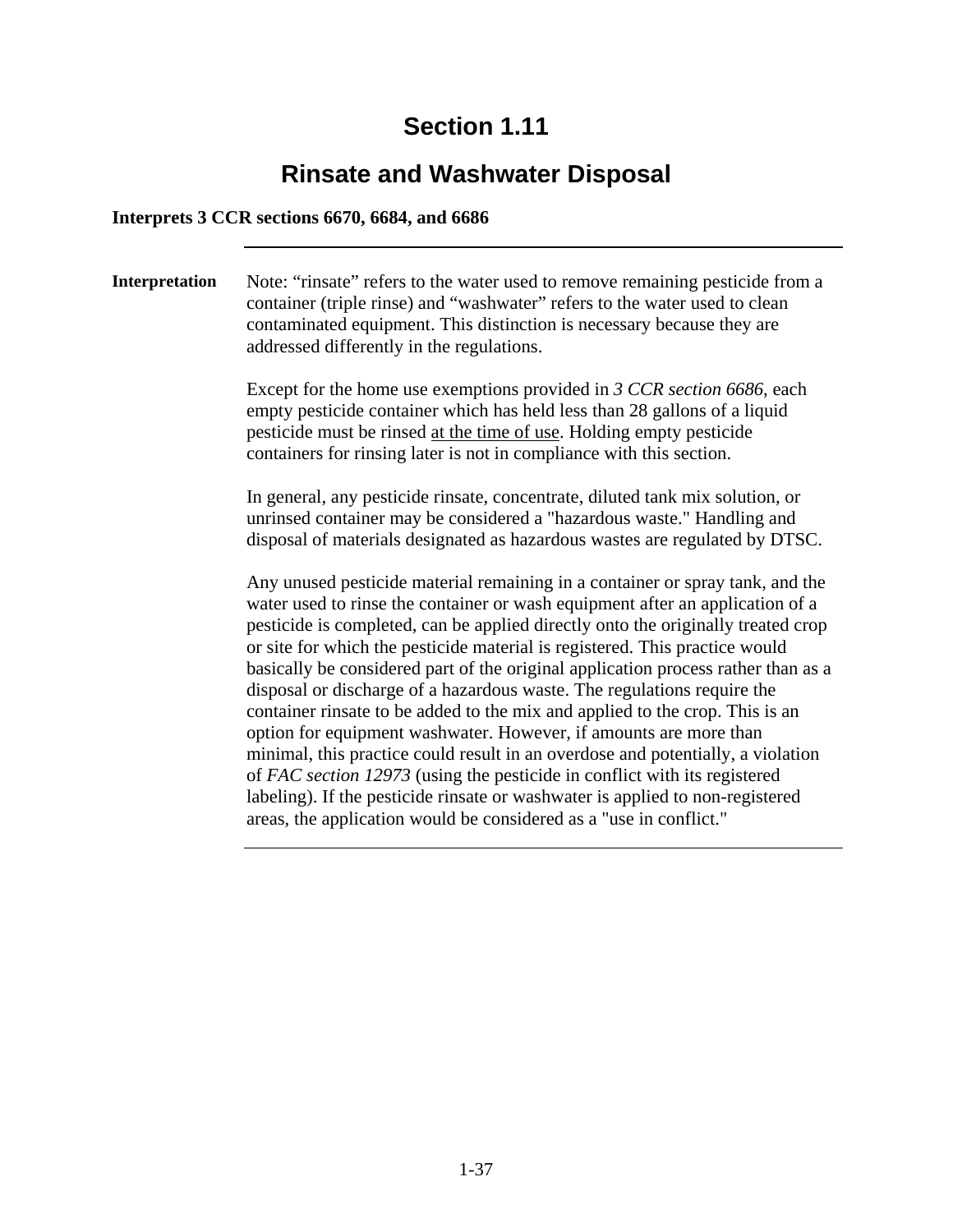# Section 1.11

## Rinsate and Washwater Disposal

**Interprets 3 CCR sections 6670, 6684, and 6686**

---

**Interpretation**

Note: "rinsate" refers to the water used to remove remaining pesticide from a container (triple rinse) and "washwater" refers to the water used to clean contaminated equipment. This distinction is necessary because they are addressed differently in the regulations.

Except for the home use exemptions provided in *3 CCR section 6686*, each empty pesticide container which has held less than 28 gallons of a liquid pesticide must be rinsed <u>at the time of use</u>. Holding empty pesticide containers for rinsing later is not in compliance with this section.

In general, any pesticide rinsate, concentrate, diluted tank mix solution, or unrinsed container may be considered a "hazardous waste." Handling and disposal of materials designated as hazardous wastes are regulated by DTSC.

Any unused pesticide material remaining in a container or spray tank, and the water used to rinse the container or wash equipment after an application of a pesticide is completed, can be applied directly onto the originally treated crop or site for which the pesticide material is registered. This practice would basically be considered part of the original application process rather than as a disposal or discharge of a hazardous waste. The regulations require the container rinsate to be added to the mix and applied to the crop. This is an option for equipment washwater. However, if amounts are more than minimal, this practice could result in an overdose and potentially, a violation of *FAC section 12973* (using the pesticide in conflict with its registered labeling). If the pesticide rinsate or washwater is applied to non-registered areas, the application would be considered as a "use in conflict."

---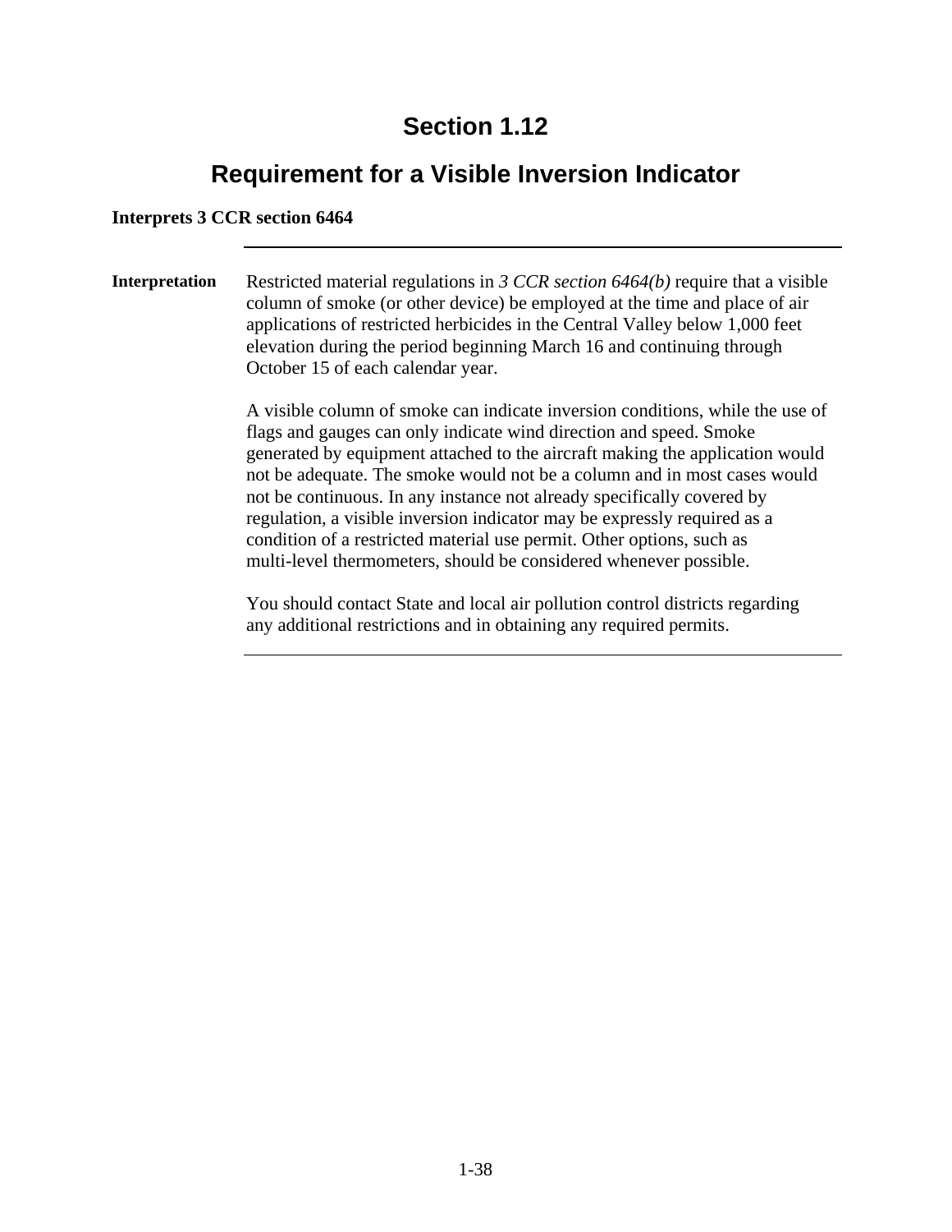# Section 1.12

## Requirement for a Visible Inversion Indicator

**Interprets 3 CCR section 6464**

---

**Interpretation**

Restricted material regulations in *3 CCR section 6464(b)* require that a visible column of smoke (or other device) be employed at the time and place of air applications of restricted herbicides in the Central Valley below 1,000 feet elevation during the period beginning March 16 and continuing through October 15 of each calendar year.

A visible column of smoke can indicate inversion conditions, while the use of flags and gauges can only indicate wind direction and speed. Smoke generated by equipment attached to the aircraft making the application would not be adequate. The smoke would not be a column and in most cases would not be continuous. In any instance not already specifically covered by regulation, a visible inversion indicator may be expressly required as a condition of a restricted material use permit. Other options, such as multi-level thermometers, should be considered whenever possible.

You should contact State and local air pollution control districts regarding any additional restrictions and in obtaining any required permits.

---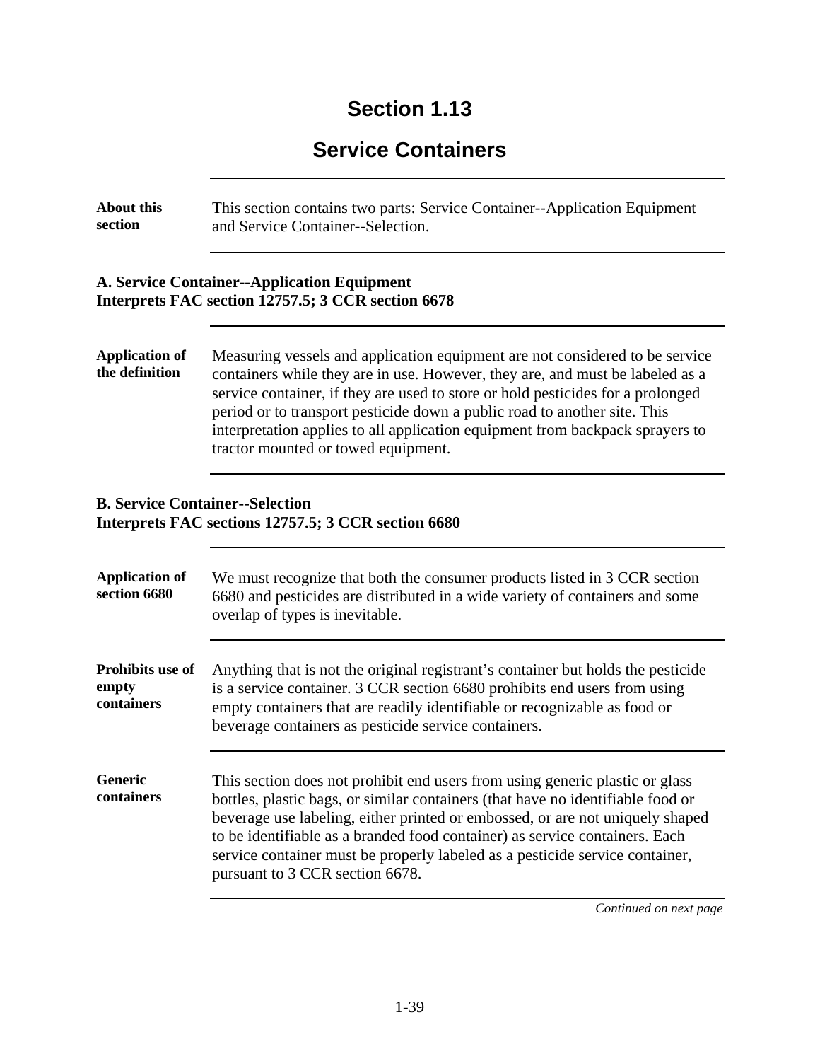# Section 1.13

## Service Containers

**About this section**

This section contains two parts: Service Container--Application Equipment and Service Container--Selection.

---

### A. Service Container--Application Equipment
**Interprets FAC section 12757.5; 3 CCR section 6678**

**Application of the definition**

Measuring vessels and application equipment are not considered to be service containers while they are in use. However, they are, and must be labeled as a service container, if they are used to store or hold pesticides for a prolonged period or to transport pesticide down a public road to another site. This interpretation applies to all application equipment from backpack sprayers to tractor mounted or towed equipment.

---

### B. Service Container--Selection
**Interprets FAC sections 12757.5; 3 CCR section 6680**

**Application of section 6680**

We must recognize that both the consumer products listed in 3 CCR section 6680 and pesticides are distributed in a wide variety of containers and some overlap of types is inevitable.

**Prohibits use of empty containers**

Anything that is not the original registrant's container but holds the pesticide is a service container. 3 CCR section 6680 prohibits end users from using empty containers that are readily identifiable or recognizable as food or beverage containers as pesticide service containers.

**Generic containers**

This section does not prohibit end users from using generic plastic or glass bottles, plastic bags, or similar containers (that have no identifiable food or beverage use labeling, either printed or embossed, or are not uniquely shaped to be identifiable as a branded food container) as service containers. Each service container must be properly labeled as a pesticide service container, pursuant to 3 CCR section 6678.

*Continued on next page*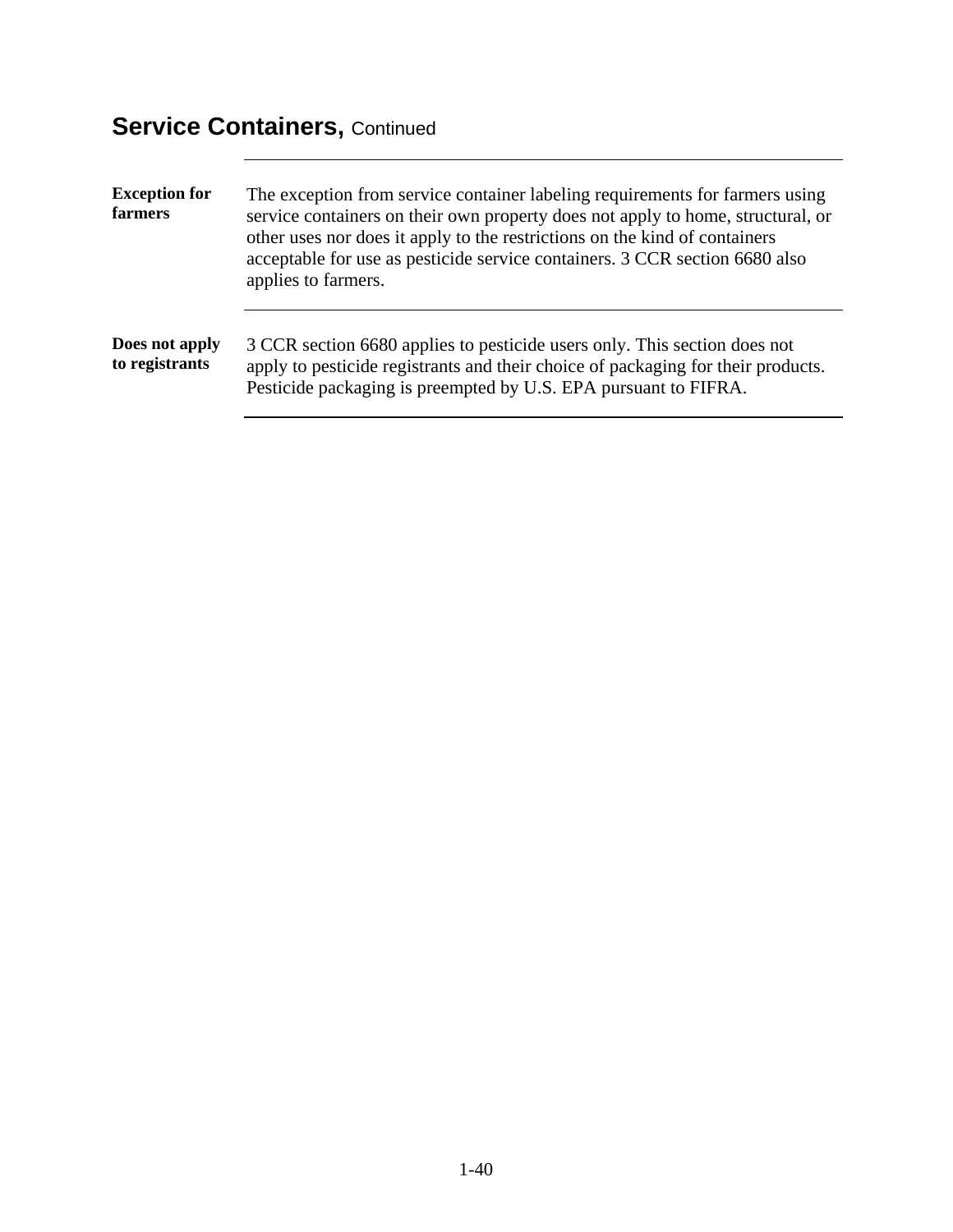## Service Containers, Continued

**Exception for farmers**

The exception from service container labeling requirements for farmers using service containers on their own property does not apply to home, structural, or other uses nor does it apply to the restrictions on the kind of containers acceptable for use as pesticide service containers. 3 CCR section 6680 also applies to farmers.

**Does not apply to registrants**

3 CCR section 6680 applies to pesticide users only. This section does not apply to pesticide registrants and their choice of packaging for their products. Pesticide packaging is preempted by U.S. EPA pursuant to FIFRA.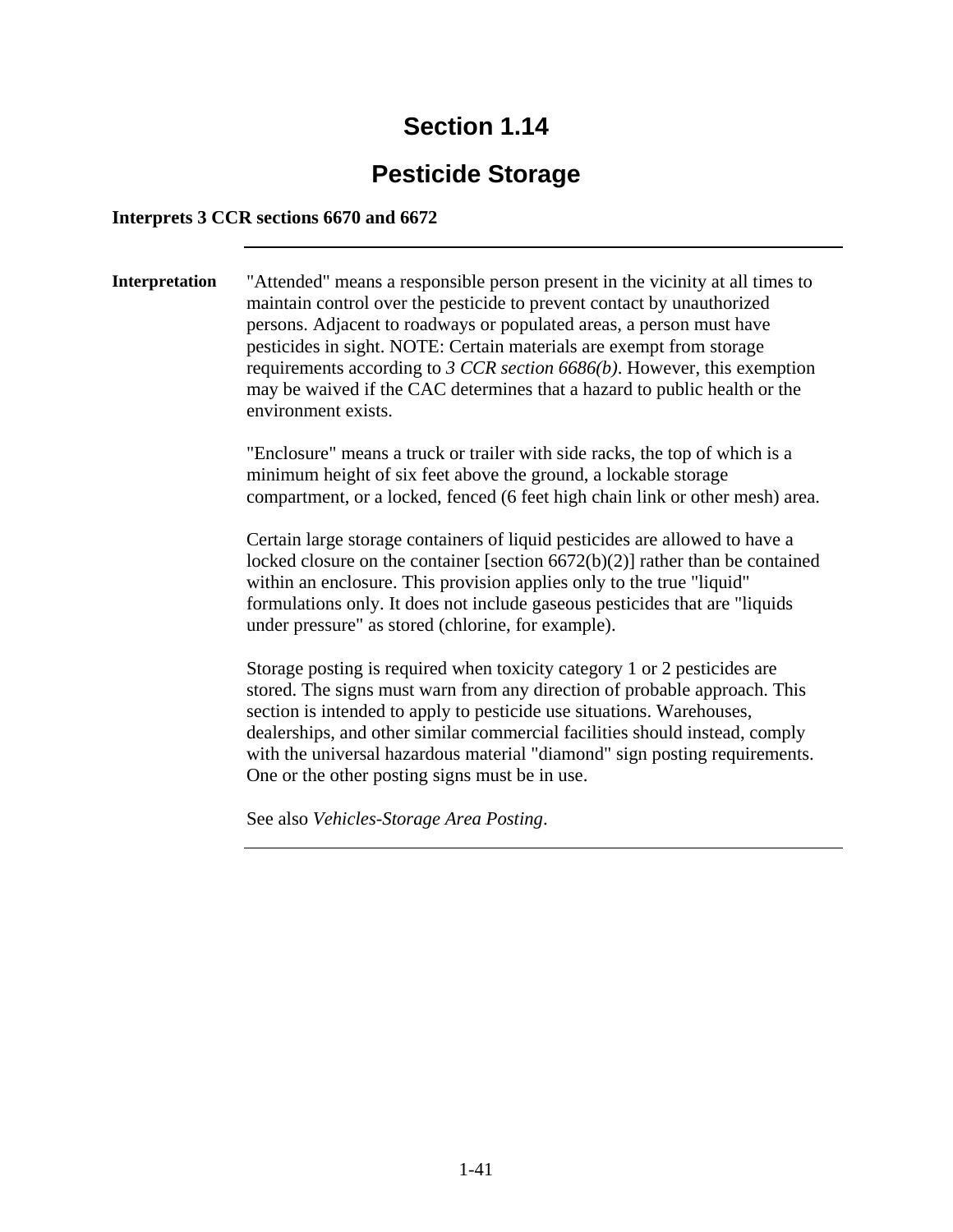# Section 1.14

## Pesticide Storage

**Interprets 3 CCR sections 6670 and 6672**

---

**Interpretation**

"Attended" means a responsible person present in the vicinity at all times to maintain control over the pesticide to prevent contact by unauthorized persons. Adjacent to roadways or populated areas, a person must have pesticides in sight. NOTE: Certain materials are exempt from storage requirements according to *3 CCR section 6686(b)*. However, this exemption may be waived if the CAC determines that a hazard to public health or the environment exists.

"Enclosure" means a truck or trailer with side racks, the top of which is a minimum height of six feet above the ground, a lockable storage compartment, or a locked, fenced (6 feet high chain link or other mesh) area.

Certain large storage containers of liquid pesticides are allowed to have a locked closure on the container [section 6672(b)(2)] rather than be contained within an enclosure. This provision applies only to the true "liquid" formulations only. It does not include gaseous pesticides that are "liquids under pressure" as stored (chlorine, for example).

Storage posting is required when toxicity category 1 or 2 pesticides are stored. The signs must warn from any direction of probable approach. This section is intended to apply to pesticide use situations. Warehouses, dealerships, and other similar commercial facilities should instead, comply with the universal hazardous material "diamond" sign posting requirements. One or the other posting signs must be in use.

See also *Vehicles-Storage Area Posting*.

---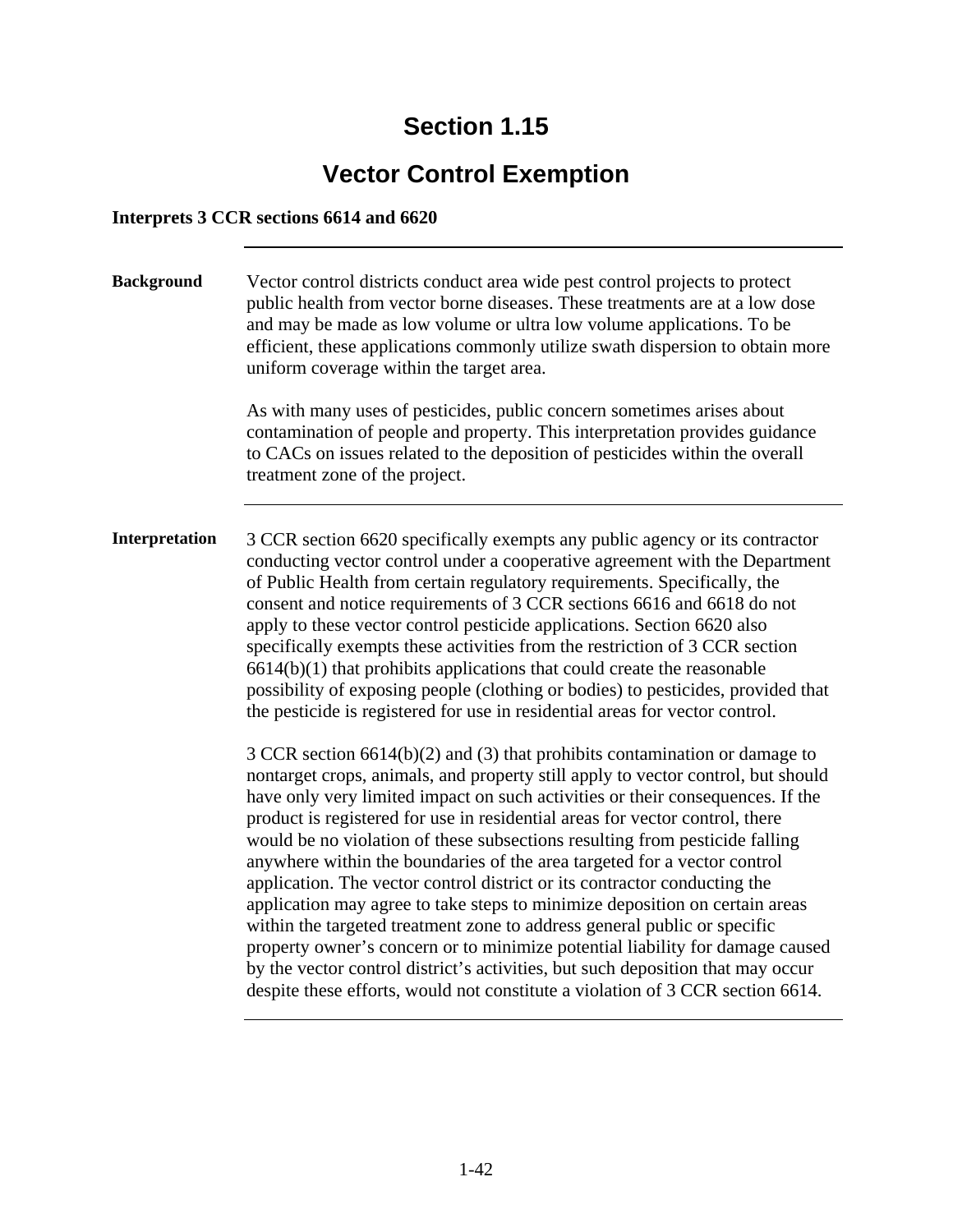# Section 1.15

## Vector Control Exemption

**Interprets 3 CCR sections 6614 and 6620**

---

**Background**

Vector control districts conduct area wide pest control projects to protect public health from vector borne diseases. These treatments are at a low dose and may be made as low volume or ultra low volume applications. To be efficient, these applications commonly utilize swath dispersion to obtain more uniform coverage within the target area.

As with many uses of pesticides, public concern sometimes arises about contamination of people and property. This interpretation provides guidance to CACs on issues related to the deposition of pesticides within the overall treatment zone of the project.

---

**Interpretation**

3 CCR section 6620 specifically exempts any public agency or its contractor conducting vector control under a cooperative agreement with the Department of Public Health from certain regulatory requirements. Specifically, the consent and notice requirements of 3 CCR sections 6616 and 6618 do not apply to these vector control pesticide applications. Section 6620 also specifically exempts these activities from the restriction of 3 CCR section 6614(b)(1) that prohibits applications that could create the reasonable possibility of exposing people (clothing or bodies) to pesticides, provided that the pesticide is registered for use in residential areas for vector control.

3 CCR section 6614(b)(2) and (3) that prohibits contamination or damage to nontarget crops, animals, and property still apply to vector control, but should have only very limited impact on such activities or their consequences. If the product is registered for use in residential areas for vector control, there would be no violation of these subsections resulting from pesticide falling anywhere within the boundaries of the area targeted for a vector control application. The vector control district or its contractor conducting the application may agree to take steps to minimize deposition on certain areas within the targeted treatment zone to address general public or specific property owner's concern or to minimize potential liability for damage caused by the vector control district's activities, but such deposition that may occur despite these efforts, would not constitute a violation of 3 CCR section 6614.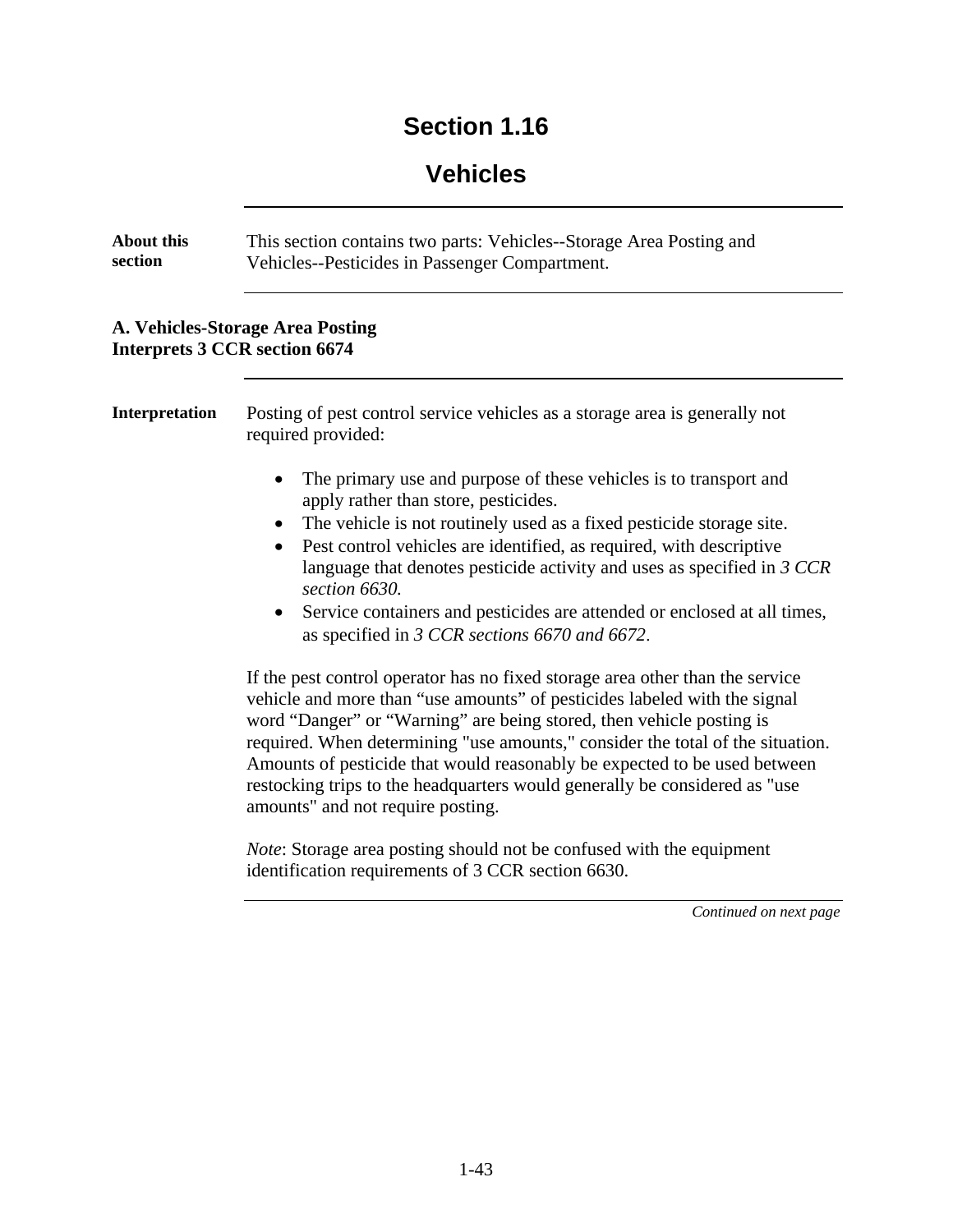# Section 1.16

## Vehicles

**About this section**

This section contains two parts: Vehicles--Storage Area Posting and Vehicles--Pesticides in Passenger Compartment.

### A. Vehicles-Storage Area Posting
### Interprets 3 CCR section 6674

**Interpretation**

Posting of pest control service vehicles as a storage area is generally not required provided:

- The primary use and purpose of these vehicles is to transport and apply rather than store, pesticides.
- The vehicle is not routinely used as a fixed pesticide storage site.
- Pest control vehicles are identified, as required, with descriptive language that denotes pesticide activity and uses as specified in *3 CCR section 6630.*
- Service containers and pesticides are attended or enclosed at all times, as specified in *3 CCR sections 6670 and 6672*.

If the pest control operator has no fixed storage area other than the service vehicle and more than "use amounts" of pesticides labeled with the signal word "Danger" or "Warning" are being stored, then vehicle posting is required. When determining "use amounts," consider the total of the situation. Amounts of pesticide that would reasonably be expected to be used between restocking trips to the headquarters would generally be considered as "use amounts" and not require posting.

*Note*: Storage area posting should not be confused with the equipment identification requirements of 3 CCR section 6630.

*Continued on next page*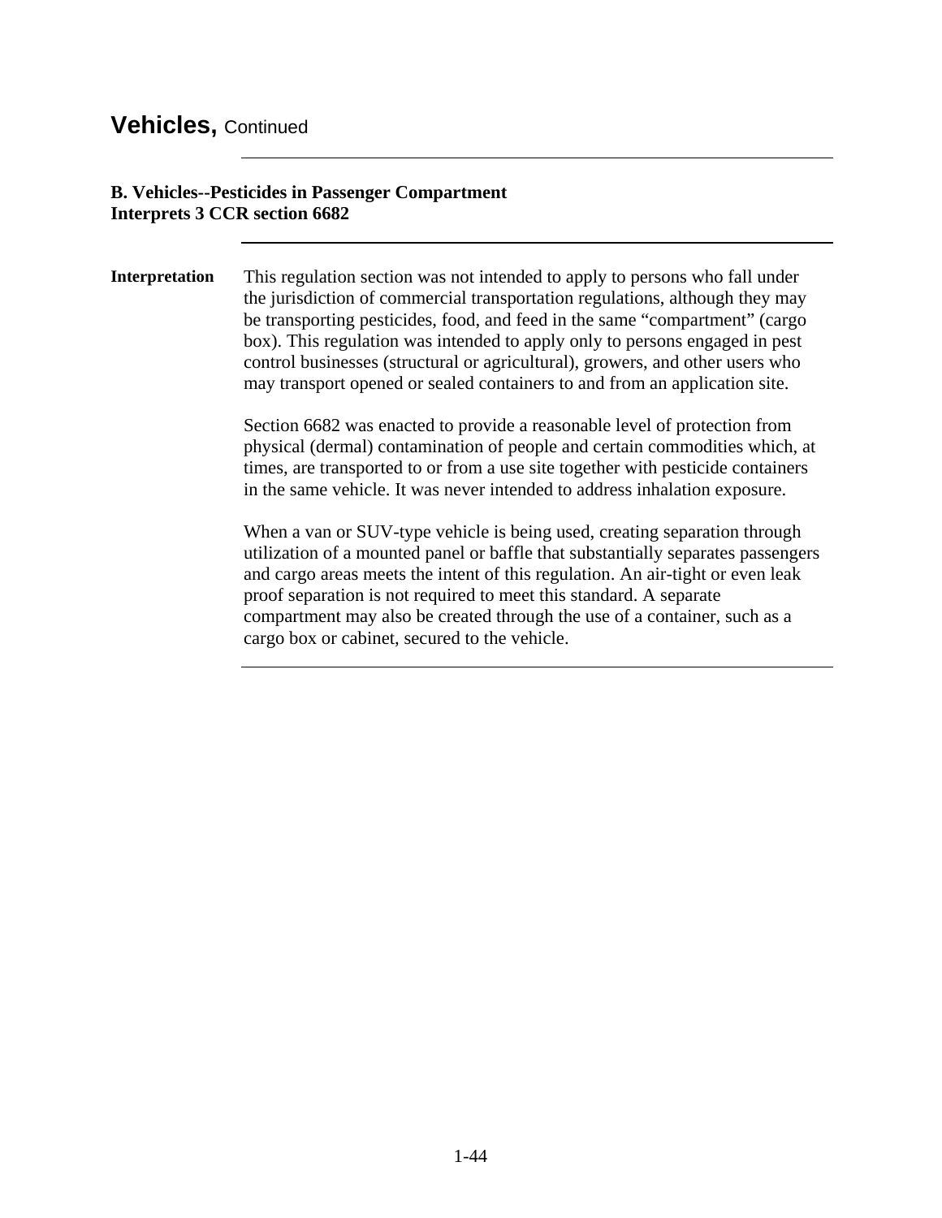# Vehicles, Continued

### B. Vehicles--Pesticides in Passenger Compartment
### Interprets 3 CCR section 6682

**Interpretation**

This regulation section was not intended to apply to persons who fall under the jurisdiction of commercial transportation regulations, although they may be transporting pesticides, food, and feed in the same "compartment" (cargo box). This regulation was intended to apply only to persons engaged in pest control businesses (structural or agricultural), growers, and other users who may transport opened or sealed containers to and from an application site.

Section 6682 was enacted to provide a reasonable level of protection from physical (dermal) contamination of people and certain commodities which, at times, are transported to or from a use site together with pesticide containers in the same vehicle. It was never intended to address inhalation exposure.

When a van or SUV-type vehicle is being used, creating separation through utilization of a mounted panel or baffle that substantially separates passengers and cargo areas meets the intent of this regulation. An air-tight or even leak proof separation is not required to meet this standard. A separate compartment may also be created through the use of a container, such as a cargo box or cabinet, secured to the vehicle.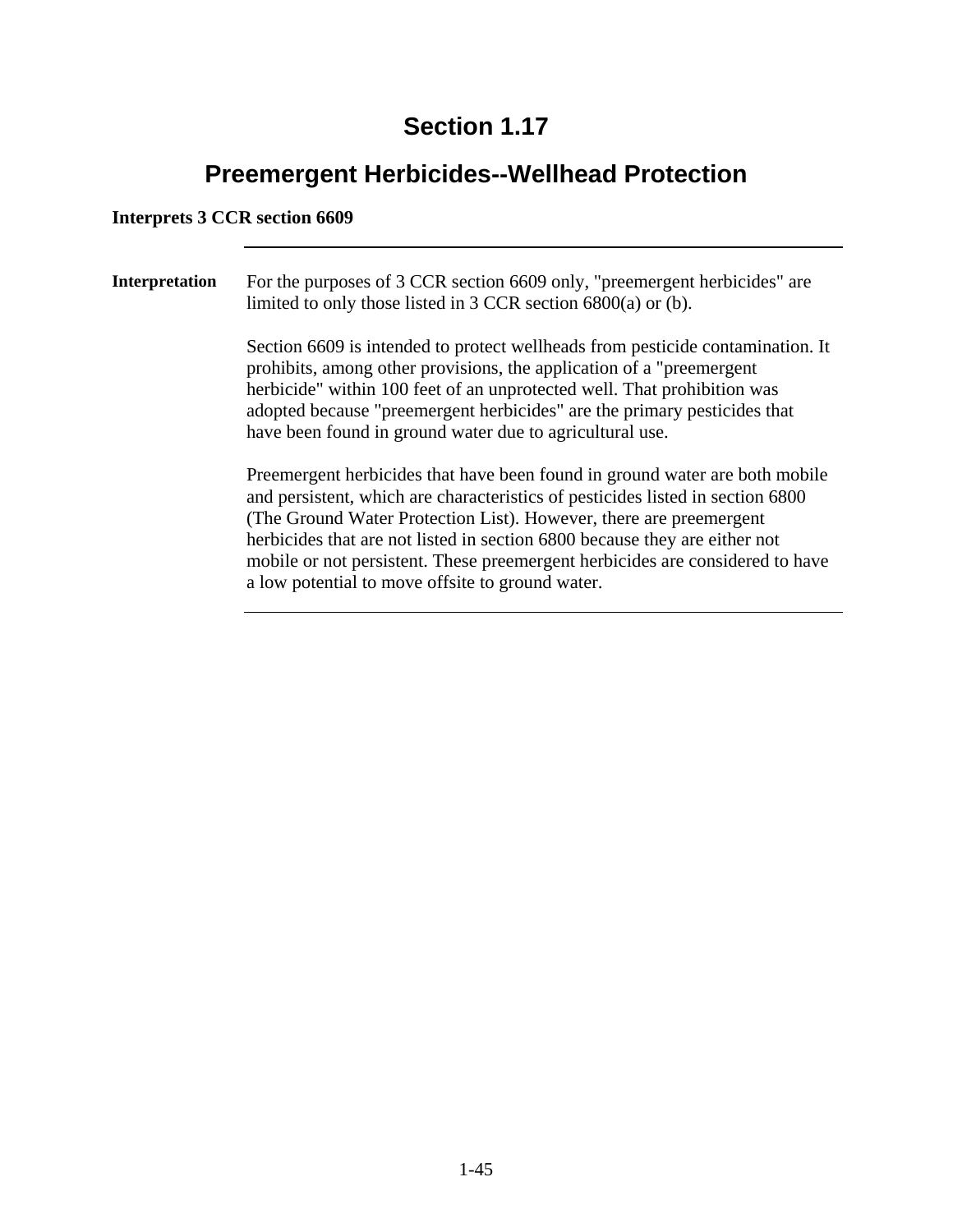# Section 1.17

## Preemergent Herbicides--Wellhead Protection

**Interprets 3 CCR section 6609**

---

**Interpretation**

For the purposes of 3 CCR section 6609 only, "preemergent herbicides" are limited to only those listed in 3 CCR section 6800(a) or (b).

Section 6609 is intended to protect wellheads from pesticide contamination. It prohibits, among other provisions, the application of a "preemergent herbicide" within 100 feet of an unprotected well. That prohibition was adopted because "preemergent herbicides" are the primary pesticides that have been found in ground water due to agricultural use.

Preemergent herbicides that have been found in ground water are both mobile and persistent, which are characteristics of pesticides listed in section 6800 (The Ground Water Protection List). However, there are preemergent herbicides that are not listed in section 6800 because they are either not mobile or not persistent. These preemergent herbicides are considered to have a low potential to move offsite to ground water.

---